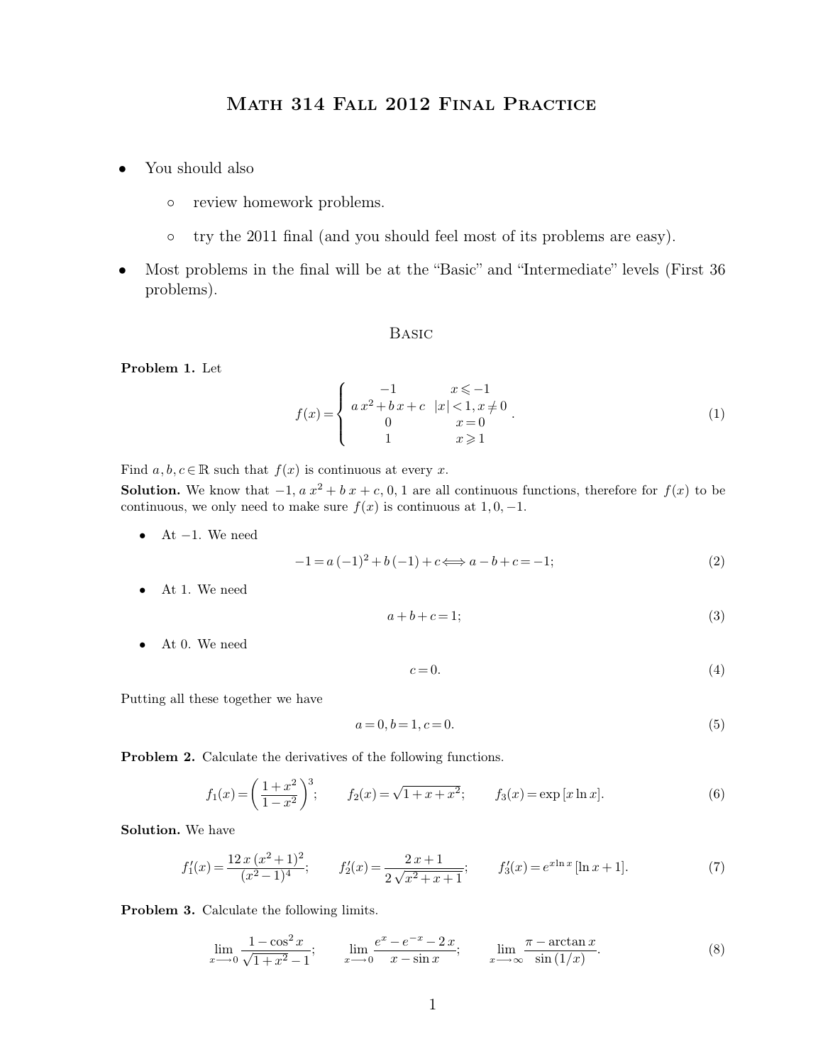# Math 314 Fall 2012 Final Practice

- You should also
  - review homework problems.
  - try the 2011 final (and you should feel most of its problems are easy).
- Most problems in the final will be at the "Basic" and "Intermediate" levels (First 36 problems).

## Basic

**Problem 1.** Let

$$f(x) = \begin{cases} -1 & x \leqslant -1 \\ a\,x^2 + b\,x + c & |x| < 1, x \neq 0 \\ 0 & x = 0 \\ 1 & x \geqslant 1 \end{cases}. \tag{1}$$

Find $a, b, c \in \mathbb{R}$ such that $f(x)$ is continuous at every $x$.

**Solution.** We know that $-1$, $a\,x^2 + b\,x + c$, $0, 1$ are all continuous functions, therefore for $f(x)$ to be continuous, we only need to make sure $f(x)$ is continuous at $1, 0, -1$.

- At $-1$. We need

$$-1 = a\,(-1)^2 + b\,(-1) + c \Longleftrightarrow a - b + c = -1; \tag{2}$$

- At 1. We need

$$a + b + c = 1; \tag{3}$$

- At 0. We need

$$c = 0. \tag{4}$$

Putting all these together we have

$$a = 0, b = 1, c = 0. \tag{5}$$

**Problem 2.** Calculate the derivatives of the following functions.

$$f_1(x) = \left(\frac{1 + x^2}{1 - x^2}\right)^3; \qquad f_2(x) = \sqrt{1 + x + x^2}; \qquad f_3(x) = \exp\,[x \ln x]. \tag{6}$$

**Solution.** We have

$$f_1'(x) = \frac{12\,x\,(x^2+1)^2}{(x^2-1)^4}; \qquad f_2'(x) = \frac{2\,x + 1}{2\,\sqrt{x^2 + x + 1}}; \qquad f_3'(x) = e^{x \ln x}\,[\ln x + 1]. \tag{7}$$

**Problem 3.** Calculate the following limits.

$$\lim_{x \longrightarrow 0} \frac{1 - \cos^2 x}{\sqrt{1 + x^2} - 1}; \qquad \lim_{x \longrightarrow 0} \frac{e^x - e^{-x} - 2\,x}{x - \sin x}; \qquad \lim_{x \longrightarrow \infty} \frac{\pi - \arctan x}{\sin\,(1/x)}. \tag{8}$$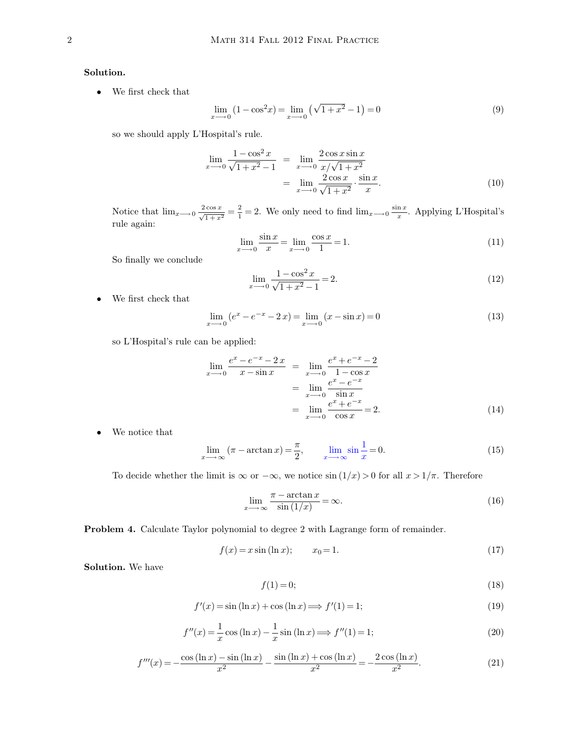**Solution.**

- We first check that

$$\lim_{x \longrightarrow 0} (1 - \cos^2 x) = \lim_{x \longrightarrow 0} \left(\sqrt{1 + x^2} - 1\right) = 0 \tag{9}$$

so we should apply L'Hospital's rule.

$$\begin{aligned} \lim_{x \longrightarrow 0} \frac{1 - \cos^2 x}{\sqrt{1 + x^2} - 1} &= \lim_{x \longrightarrow 0} \frac{2 \cos x \sin x}{x / \sqrt{1 + x^2}} \\ &= \lim_{x \longrightarrow 0} \frac{2 \cos x}{\sqrt{1 + x^2}} \cdot \frac{\sin x}{x}. \end{aligned} \tag{10}$$

Notice that $\lim_{x \longrightarrow 0} \frac{2 \cos x}{\sqrt{1 + x^2}} = \frac{2}{1} = 2$. We only need to find $\lim_{x \longrightarrow 0} \frac{\sin x}{x}$. Applying L'Hospital's rule again:

$$\lim_{x \longrightarrow 0} \frac{\sin x}{x} = \lim_{x \longrightarrow 0} \frac{\cos x}{1} = 1. \tag{11}$$

So finally we conclude

$$\lim_{x \longrightarrow 0} \frac{1 - \cos^2 x}{\sqrt{1 + x^2} - 1} = 2. \tag{12}$$

- We first check that

$$\lim_{x \longrightarrow 0} (e^x - e^{-x} - 2x) = \lim_{x \longrightarrow 0} (x - \sin x) = 0 \tag{13}$$

so L'Hospital's rule can be applied:

$$\begin{aligned} \lim_{x \longrightarrow 0} \frac{e^x - e^{-x} - 2x}{x - \sin x} &= \lim_{x \longrightarrow 0} \frac{e^x + e^{-x} - 2}{1 - \cos x} \\ &= \lim_{x \longrightarrow 0} \frac{e^x - e^{-x}}{\sin x} \\ &= \lim_{x \longrightarrow 0} \frac{e^x + e^{-x}}{\cos x} = 2. \end{aligned} \tag{14}$$

- We notice that

$$\lim_{x \longrightarrow \infty} (\pi - \arctan x) = \frac{\pi}{2}, \qquad \lim_{x \longrightarrow \infty} \sin \frac{1}{x} = 0. \tag{15}$$

To decide whether the limit is $\infty$ or $-\infty$, we notice $\sin(1/x) > 0$ for all $x > 1/\pi$. Therefore

$$\lim_{x \longrightarrow \infty} \frac{\pi - \arctan x}{\sin(1/x)} = \infty. \tag{16}$$

**Problem 4.** Calculate Taylor polynomial to degree 2 with Lagrange form of remainder.

$$f(x) = x \sin(\ln x); \qquad x_0 = 1. \tag{17}$$

**Solution.** We have

$$f(1) = 0; \tag{18}$$

$$f'(x) = \sin(\ln x) + \cos(\ln x) \Longrightarrow f'(1) = 1; \tag{19}$$

$$f''(x) = \frac{1}{x} \cos(\ln x) - \frac{1}{x} \sin(\ln x) \Longrightarrow f''(1) = 1; \tag{20}$$

$$f'''(x) = -\frac{\cos(\ln x) - \sin(\ln x)}{x^2} - \frac{\sin(\ln x) + \cos(\ln x)}{x^2} = -\frac{2 \cos(\ln x)}{x^2}. \tag{21}$$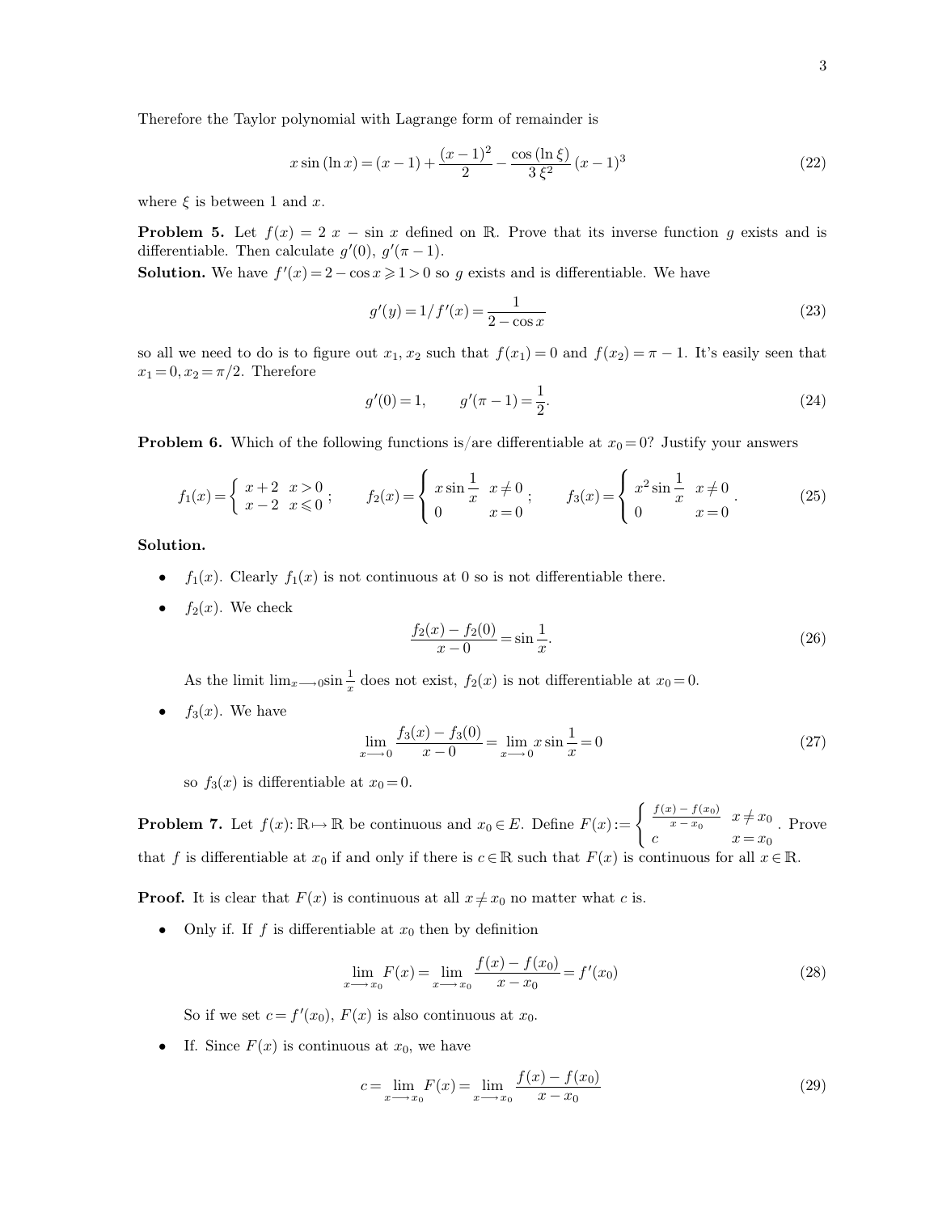Therefore the Taylor polynomial with Lagrange form of remainder is

$$x \sin(\ln x) = (x-1) + \frac{(x-1)^2}{2} - \frac{\cos(\ln \xi)}{3\,\xi^2}(x-1)^3 \tag{22}$$

where $\xi$ is between 1 and $x$.

**Problem 5.** Let $f(x) = 2\,x - \sin x$ defined on $\mathbb{R}$. Prove that its inverse function $g$ exists and is differentiable. Then calculate $g'(0)$, $g'(\pi - 1)$.

**Solution.** We have $f'(x) = 2 - \cos x \geqslant 1 > 0$ so $g$ exists and is differentiable. We have

$$g'(y) = 1/f'(x) = \frac{1}{2 - \cos x} \tag{23}$$

so all we need to do is to figure out $x_1, x_2$ such that $f(x_1) = 0$ and $f(x_2) = \pi - 1$. It's easily seen that $x_1 = 0, x_2 = \pi/2$. Therefore

$$g'(0) = 1, \qquad g'(\pi - 1) = \frac{1}{2}. \tag{24}$$

**Problem 6.** Which of the following functions is/are differentiable at $x_0 = 0$? Justify your answers

$$f_1(x) = \begin{cases} x+2 & x > 0 \\ x-2 & x \leqslant 0 \end{cases}; \qquad f_2(x) = \begin{cases} x \sin\frac{1}{x} & x \neq 0 \\ 0 & x = 0 \end{cases}; \qquad f_3(x) = \begin{cases} x^2 \sin\frac{1}{x} & x \neq 0 \\ 0 & x = 0 \end{cases}. \tag{25}$$

**Solution.**

- $f_1(x)$. Clearly $f_1(x)$ is not continuous at 0 so is not differentiable there.
- $f_2(x)$. We check

$$\frac{f_2(x) - f_2(0)}{x - 0} = \sin\frac{1}{x}. \tag{26}$$

  As the limit $\lim_{x \longrightarrow 0} \sin\frac{1}{x}$ does not exist, $f_2(x)$ is not differentiable at $x_0 = 0$.

- $f_3(x)$. We have

$$\lim_{x \longrightarrow 0} \frac{f_3(x) - f_3(0)}{x - 0} = \lim_{x \longrightarrow 0} x \sin\frac{1}{x} = 0 \tag{27}$$

  so $f_3(x)$ is differentiable at $x_0 = 0$.

**Problem 7.** Let $f(x)\colon \mathbb{R} \mapsto \mathbb{R}$ be continuous and $x_0 \in E$. Define $F(x) := \begin{cases} \frac{f(x) - f(x_0)}{x - x_0} & x \neq x_0 \\ c & x = x_0 \end{cases}$. Prove that $f$ is differentiable at $x_0$ if and only if there is $c \in \mathbb{R}$ such that $F(x)$ is continuous for all $x \in \mathbb{R}$.

**Proof.** It is clear that $F(x)$ is continuous at all $x \neq x_0$ no matter what $c$ is.

- Only if. If $f$ is differentiable at $x_0$ then by definition

$$\lim_{x \longrightarrow x_0} F(x) = \lim_{x \longrightarrow x_0} \frac{f(x) - f(x_0)}{x - x_0} = f'(x_0) \tag{28}$$

  So if we set $c = f'(x_0)$, $F(x)$ is also continuous at $x_0$.

- If. Since $F(x)$ is continuous at $x_0$, we have

$$c = \lim_{x \longrightarrow x_0} F(x) = \lim_{x \longrightarrow x_0} \frac{f(x) - f(x_0)}{x - x_0} \tag{29}$$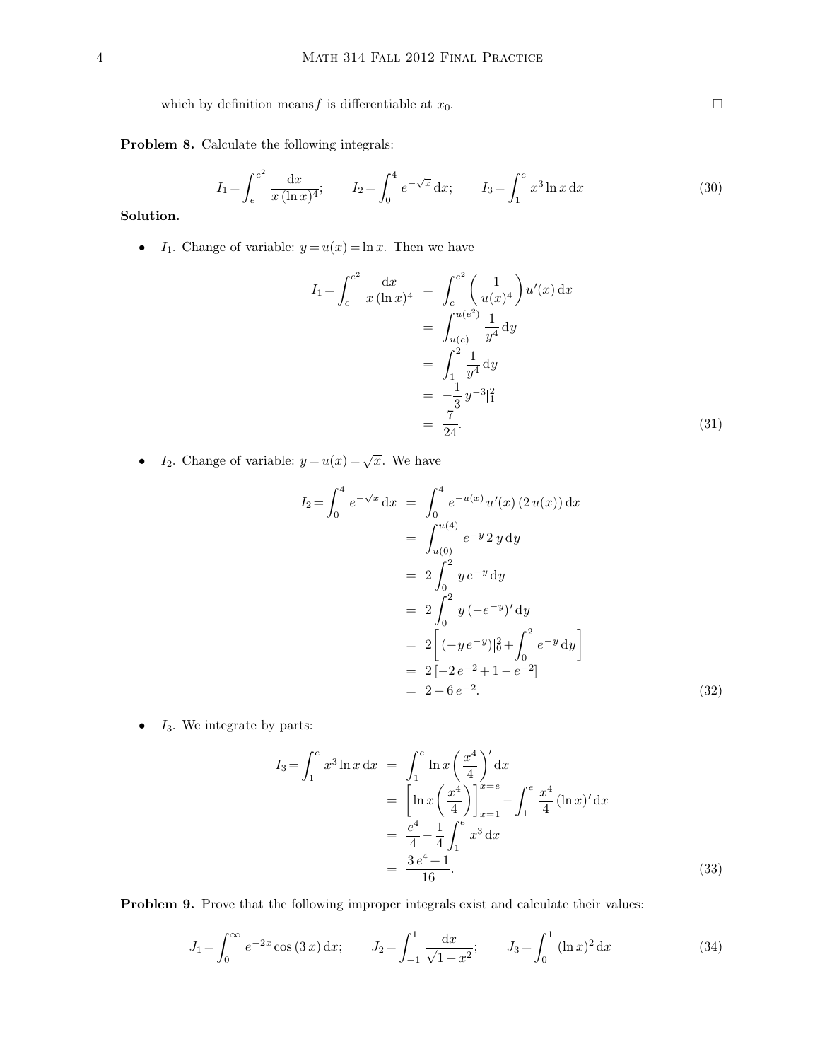which by definition means $f$ is differentiable at $x_0$. $\square$

**Problem 8.** Calculate the following integrals:

$$I_1 = \int_e^{e^2} \frac{\mathrm{d}x}{x\,(\ln x)^4}; \qquad I_2 = \int_0^4 e^{-\sqrt{x}}\,\mathrm{d}x; \qquad I_3 = \int_1^e x^3 \ln x\,\mathrm{d}x \tag{30}$$

**Solution.**

- $I_1$. Change of variable: $y = u(x) = \ln x$. Then we have

$$\begin{aligned} I_1 = \int_e^{e^2} \frac{\mathrm{d}x}{x\,(\ln x)^4} &= \int_e^{e^2} \left(\frac{1}{u(x)^4}\right) u'(x)\,\mathrm{d}x \\ &= \int_{u(e)}^{u(e^2)} \frac{1}{y^4}\,\mathrm{d}y \\ &= \int_1^2 \frac{1}{y^4}\,\mathrm{d}y \\ &= -\frac{1}{3}\,y^{-3}|_1^2 \\ &= \frac{7}{24}. \end{aligned} \tag{31}$$

- $I_2$. Change of variable: $y = u(x) = \sqrt{x}$. We have

$$\begin{aligned} I_2 = \int_0^4 e^{-\sqrt{x}}\,\mathrm{d}x &= \int_0^4 e^{-u(x)}\,u'(x)\,(2\,u(x))\,\mathrm{d}x \\ &= \int_{u(0)}^{u(4)} e^{-y}\,2\,y\,\mathrm{d}y \\ &= 2\int_0^2 y\,e^{-y}\,\mathrm{d}y \\ &= 2\int_0^2 y\,(-e^{-y})'\,\mathrm{d}y \\ &= 2\left[(-y\,e^{-y})|_0^2 + \int_0^2 e^{-y}\,\mathrm{d}y\right] \\ &= 2\left[-2\,e^{-2} + 1 - e^{-2}\right] \\ &= 2 - 6\,e^{-2}. \end{aligned} \tag{32}$$

- $I_3$. We integrate by parts:

$$\begin{aligned} I_3 = \int_1^e x^3 \ln x\,\mathrm{d}x &= \int_1^e \ln x \left(\frac{x^4}{4}\right)'\mathrm{d}x \\ &= \left[\ln x\left(\frac{x^4}{4}\right)\right]_{x=1}^{x=e} - \int_1^e \frac{x^4}{4}\,(\ln x)'\,\mathrm{d}x \\ &= \frac{e^4}{4} - \frac{1}{4}\int_1^e x^3\,\mathrm{d}x \\ &= \frac{3\,e^4 + 1}{16}. \end{aligned} \tag{33}$$

**Problem 9.** Prove that the following improper integrals exist and calculate their values:

$$J_1 = \int_0^\infty e^{-2x}\cos(3\,x)\,\mathrm{d}x; \qquad J_2 = \int_{-1}^1 \frac{\mathrm{d}x}{\sqrt{1 - x^2}}; \qquad J_3 = \int_0^1 (\ln x)^2\,\mathrm{d}x \tag{34}$$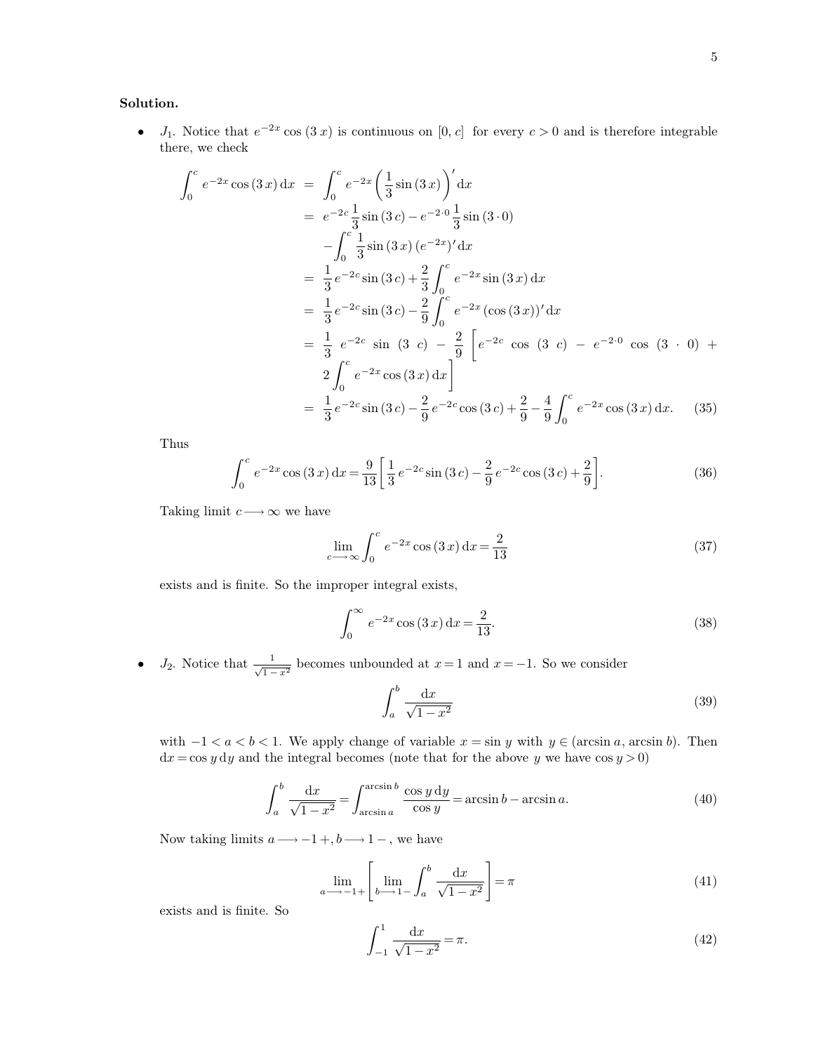**Solution.**

- $J_1$. Notice that $e^{-2x}\cos(3x)$ is continuous on $[0,c]$ for every $c>0$ and is therefore integrable there, we check

$$
\begin{aligned}
\int_0^c e^{-2x}\cos(3x)\,\mathrm{d}x &= \int_0^c e^{-2x}\left(\frac{1}{3}\sin(3x)\right)'\mathrm{d}x \\
&= e^{-2c}\frac{1}{3}\sin(3c) - e^{-2\cdot 0}\frac{1}{3}\sin(3\cdot 0) \\
&\quad -\int_0^c \frac{1}{3}\sin(3x)\,(e^{-2x})'\,\mathrm{d}x \\
&= \frac{1}{3}e^{-2c}\sin(3c) + \frac{2}{3}\int_0^c e^{-2x}\sin(3x)\,\mathrm{d}x \\
&= \frac{1}{3}e^{-2c}\sin(3c) - \frac{2}{9}\int_0^c e^{-2x}(\cos(3x))'\,\mathrm{d}x \\
&= \frac{1}{3}e^{-2c}\sin(3c) - \frac{2}{9}\left[e^{-2c}\cos(3c) - e^{-2\cdot 0}\cos(3\cdot 0) + 2\int_0^c e^{-2x}\cos(3x)\,\mathrm{d}x\right] \\
&= \frac{1}{3}e^{-2c}\sin(3c) - \frac{2}{9}e^{-2c}\cos(3c) + \frac{2}{9} - \frac{4}{9}\int_0^c e^{-2x}\cos(3x)\,\mathrm{d}x. \qquad (35)
\end{aligned}
$$

  Thus

$$
\int_0^c e^{-2x}\cos(3x)\,\mathrm{d}x = \frac{9}{13}\left[\frac{1}{3}e^{-2c}\sin(3c) - \frac{2}{9}e^{-2c}\cos(3c) + \frac{2}{9}\right]. \qquad (36)
$$

  Taking limit $c\longrightarrow\infty$ we have

$$
\lim_{c\longrightarrow\infty}\int_0^c e^{-2x}\cos(3x)\,\mathrm{d}x = \frac{2}{13} \qquad (37)
$$

  exists and is finite. So the improper integral exists,

$$
\int_0^\infty e^{-2x}\cos(3x)\,\mathrm{d}x = \frac{2}{13}. \qquad (38)
$$

- $J_2$. Notice that $\frac{1}{\sqrt{1-x^2}}$ becomes unbounded at $x=1$ and $x=-1$. So we consider

$$
\int_a^b \frac{\mathrm{d}x}{\sqrt{1-x^2}} \qquad (39)
$$

  with $-1<a<b<1$. We apply change of variable $x=\sin y$ with $y\in(\arcsin a, \arcsin b)$. Then $\mathrm{d}x=\cos y\,\mathrm{d}y$ and the integral becomes (note that for the above $y$ we have $\cos y>0$)

$$
\int_a^b \frac{\mathrm{d}x}{\sqrt{1-x^2}} = \int_{\arcsin a}^{\arcsin b}\frac{\cos y\,\mathrm{d}y}{\cos y} = \arcsin b - \arcsin a. \qquad (40)
$$

  Now taking limits $a\longrightarrow -1+, b\longrightarrow 1-$, we have

$$
\lim_{a\longrightarrow -1+}\left[\lim_{b\longrightarrow 1-}\int_a^b \frac{\mathrm{d}x}{\sqrt{1-x^2}}\right] = \pi \qquad (41)
$$

  exists and is finite. So

$$
\int_{-1}^1 \frac{\mathrm{d}x}{\sqrt{1-x^2}} = \pi. \qquad (42)
$$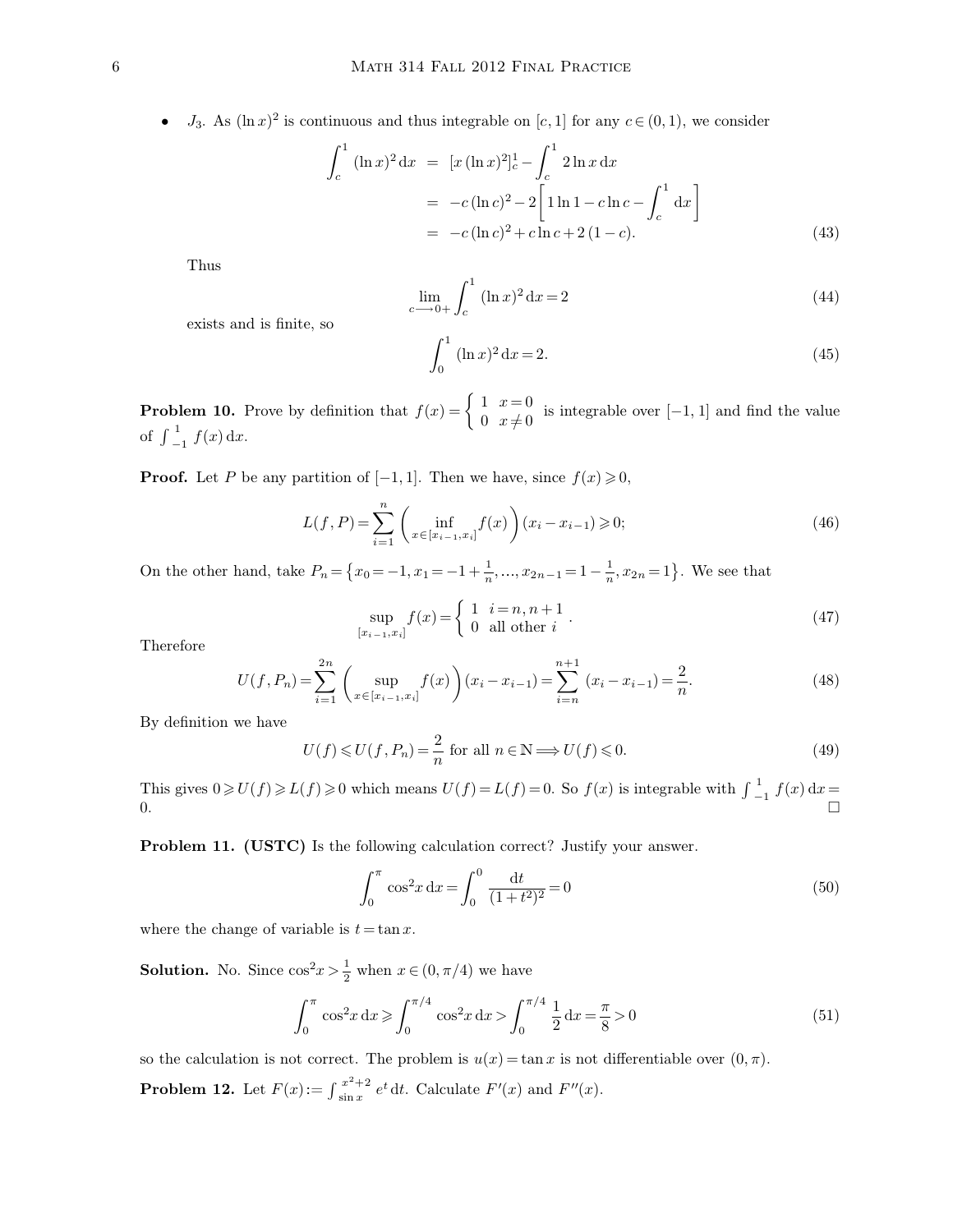- $J_3$. As $(\ln x)^2$ is continuous and thus integrable on $[c, 1]$ for any $c \in (0, 1)$, we consider

$$\begin{aligned} \int_c^1 (\ln x)^2 \, \mathrm{d}x &= [x (\ln x)^2]_c^1 - \int_c^1 2 \ln x \, \mathrm{d}x \\ &= -c (\ln c)^2 - 2 \left[ 1 \ln 1 - c \ln c - \int_c^1 \mathrm{d}x \right] \\ &= -c (\ln c)^2 + c \ln c + 2 (1 - c). \end{aligned} \tag{43}$$

Thus

$$\lim_{c \longrightarrow 0+} \int_c^1 (\ln x)^2 \, \mathrm{d}x = 2 \tag{44}$$

exists and is finite, so

$$\int_0^1 (\ln x)^2 \, \mathrm{d}x = 2. \tag{45}$$

**Problem 10.** Prove by definition that $f(x) = \begin{cases} 1 & x = 0 \\ 0 & x \neq 0 \end{cases}$ is integrable over $[-1, 1]$ and find the value of $\int_{-1}^{1} f(x) \, \mathrm{d}x$.

**Proof.** Let $P$ be any partition of $[-1, 1]$. Then we have, since $f(x) \geqslant 0$,

$$L(f, P) = \sum_{i=1}^{n} \left( \inf_{x \in [x_{i-1}, x_i]} f(x) \right) (x_i - x_{i-1}) \geqslant 0; \tag{46}$$

On the other hand, take $P_n = \left\{ x_0 = -1, x_1 = -1 + \frac{1}{n}, \ldots, x_{2n-1} = 1 - \frac{1}{n}, x_{2n} = 1 \right\}$. We see that

$$\sup_{[x_{i-1}, x_i]} f(x) = \begin{cases} 1 & i = n, n+1 \\ 0 & \text{all other } i \end{cases}. \tag{47}$$

Therefore

$$U(f, P_n) = \sum_{i=1}^{2n} \left( \sup_{x \in [x_{i-1}, x_i]} f(x) \right) (x_i - x_{i-1}) = \sum_{i=n}^{n+1} (x_i - x_{i-1}) = \frac{2}{n}. \tag{48}$$

By definition we have

$$U(f) \leqslant U(f, P_n) = \frac{2}{n} \text{ for all } n \in \mathbb{N} \Longrightarrow U(f) \leqslant 0. \tag{49}$$

This gives $0 \geqslant U(f) \geqslant L(f) \geqslant 0$ which means $U(f) = L(f) = 0$. So $f(x)$ is integrable with $\int_{-1}^{1} f(x) \, \mathrm{d}x = 0$. $\square$

**Problem 11. (USTC)** Is the following calculation correct? Justify your answer.

$$\int_0^{\pi} \cos^2 x \, \mathrm{d}x = \int_0^0 \frac{\mathrm{d}t}{(1 + t^2)^2} = 0 \tag{50}$$

where the change of variable is $t = \tan x$.

**Solution.** No. Since $\cos^2 x > \frac{1}{2}$ when $x \in (0, \pi/4)$ we have

$$\int_0^{\pi} \cos^2 x \, \mathrm{d}x \geqslant \int_0^{\pi/4} \cos^2 x \, \mathrm{d}x > \int_0^{\pi/4} \frac{1}{2} \, \mathrm{d}x = \frac{\pi}{8} > 0 \tag{51}$$

so the calculation is not correct. The problem is $u(x) = \tan x$ is not differentiable over $(0, \pi)$.

**Problem 12.** Let $F(x) := \int_{\sin x}^{x^2 + 2} e^t \, \mathrm{d}t$. Calculate $F'(x)$ and $F''(x)$.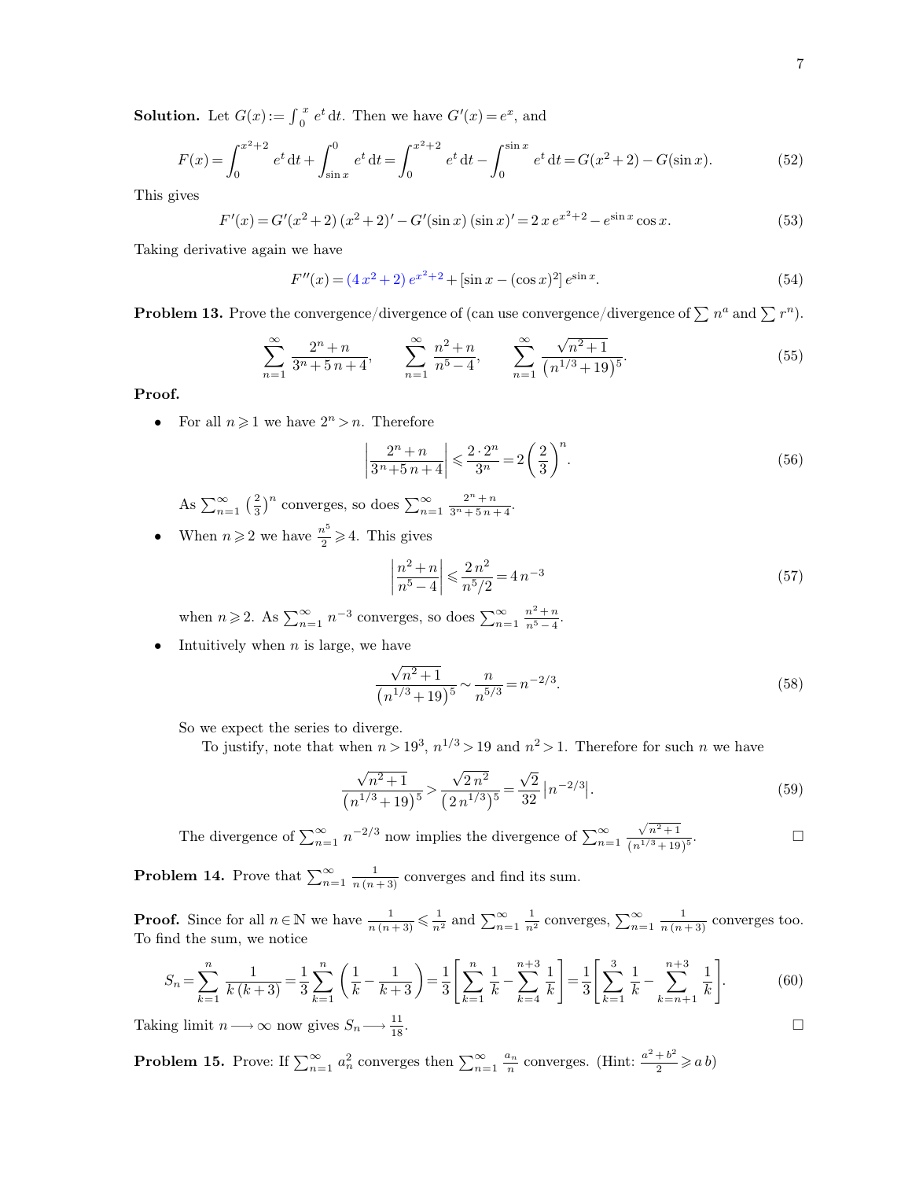**Solution.** Let $G(x) := \int_0^x e^t\,\mathrm{d}t$. Then we have $G'(x) = e^x$, and

$$F(x) = \int_0^{x^2+2} e^t\,\mathrm{d}t + \int_{\sin x}^0 e^t\,\mathrm{d}t = \int_0^{x^2+2} e^t\,\mathrm{d}t - \int_0^{\sin x} e^t\,\mathrm{d}t = G(x^2+2) - G(\sin x). \tag{52}$$

This gives

$$F'(x) = G'(x^2+2)\,(x^2+2)' - G'(\sin x)\,(\sin x)' = 2\,x\,e^{x^2+2} - e^{\sin x}\cos x. \tag{53}$$

Taking derivative again we have

$$F''(x) = (4\,x^2+2)\,e^{x^2+2} + [\sin x - (\cos x)^2]\,e^{\sin x}. \tag{54}$$

**Problem 13.** Prove the convergence/divergence of (can use convergence/divergence of $\sum n^a$ and $\sum r^n$).

$$\sum_{n=1}^{\infty} \frac{2^n+n}{3^n+5\,n+4}, \qquad \sum_{n=1}^{\infty} \frac{n^2+n}{n^5-4}, \qquad \sum_{n=1}^{\infty} \frac{\sqrt{n^2+1}}{(n^{1/3}+19)^5}. \tag{55}$$

**Proof.**

- For all $n \geqslant 1$ we have $2^n > n$. Therefore

  $$\left|\frac{2^n+n}{3^n+5\,n+4}\right| \leqslant \frac{2\cdot 2^n}{3^n} = 2\left(\frac{2}{3}\right)^n. \tag{56}$$

  As $\sum_{n=1}^{\infty}\left(\frac{2}{3}\right)^n$ converges, so does $\sum_{n=1}^{\infty}\frac{2^n+n}{3^n+5\,n+4}$.

- When $n \geqslant 2$ we have $\frac{n^5}{2} \geqslant 4$. This gives

  $$\left|\frac{n^2+n}{n^5-4}\right| \leqslant \frac{2\,n^2}{n^5/2} = 4\,n^{-3} \tag{57}$$

  when $n \geqslant 2$. As $\sum_{n=1}^{\infty} n^{-3}$ converges, so does $\sum_{n=1}^{\infty}\frac{n^2+n}{n^5-4}$.

- Intuitively when $n$ is large, we have

  $$\frac{\sqrt{n^2+1}}{(n^{1/3}+19)^5} \sim \frac{n}{n^{5/3}} = n^{-2/3}. \tag{58}$$

  So we expect the series to diverge.

  To justify, note that when $n > 19^3$, $n^{1/3} > 19$ and $n^2 > 1$. Therefore for such $n$ we have

  $$\frac{\sqrt{n^2+1}}{(n^{1/3}+19)^5} > \frac{\sqrt{2\,n^2}}{(2\,n^{1/3})^5} = \frac{\sqrt{2}}{32}\,|n^{-2/3}|. \tag{59}$$

  The divergence of $\sum_{n=1}^{\infty} n^{-2/3}$ now implies the divergence of $\sum_{n=1}^{\infty}\frac{\sqrt{n^2+1}}{(n^{1/3}+19)^5}$. □

**Problem 14.** Prove that $\sum_{n=1}^{\infty}\frac{1}{n\,(n+3)}$ converges and find its sum.

**Proof.** Since for all $n \in \mathbb{N}$ we have $\frac{1}{n\,(n+3)} \leqslant \frac{1}{n^2}$ and $\sum_{n=1}^{\infty}\frac{1}{n^2}$ converges, $\sum_{n=1}^{\infty}\frac{1}{n\,(n+3)}$ converges too. To find the sum, we notice

$$S_n = \sum_{k=1}^{n}\frac{1}{k\,(k+3)} = \frac{1}{3}\sum_{k=1}^{n}\left(\frac{1}{k} - \frac{1}{k+3}\right) = \frac{1}{3}\left[\sum_{k=1}^{n}\frac{1}{k} - \sum_{k=4}^{n+3}\frac{1}{k}\right] = \frac{1}{3}\left[\sum_{k=1}^{3}\frac{1}{k} - \sum_{k=n+1}^{n+3}\frac{1}{k}\right]. \tag{60}$$

Taking limit $n \longrightarrow \infty$ now gives $S_n \longrightarrow \frac{11}{18}$. □

**Problem 15.** Prove: If $\sum_{n=1}^{\infty} a_n^2$ converges then $\sum_{n=1}^{\infty}\frac{a_n}{n}$ converges. (Hint: $\frac{a^2+b^2}{2} \geqslant a\,b$)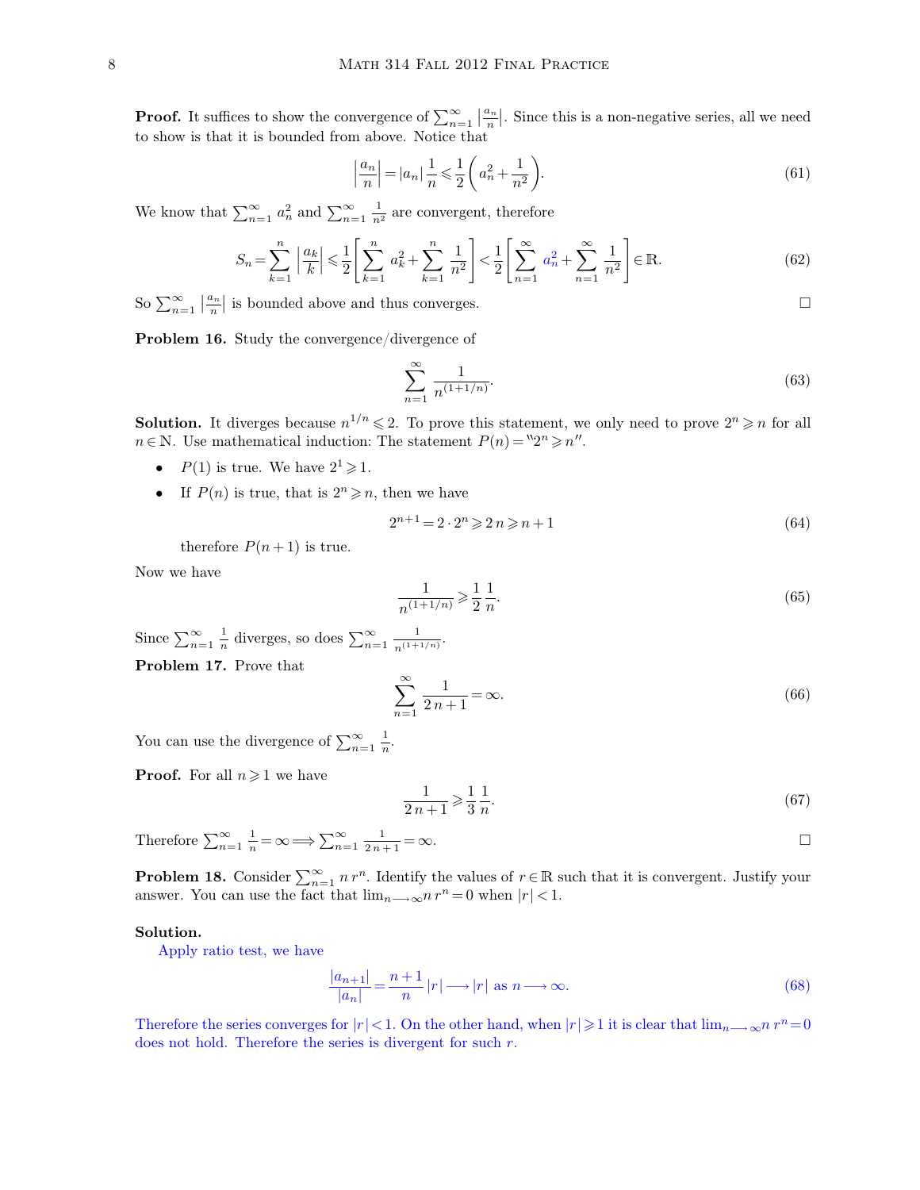**Proof.** It suffices to show the convergence of $\sum_{n=1}^{\infty} \left|\frac{a_n}{n}\right|$. Since this is a non-negative series, all we need to show is that it is bounded from above. Notice that

$$\left|\frac{a_n}{n}\right| = |a_n| \frac{1}{n} \leqslant \frac{1}{2}\left(a_n^2 + \frac{1}{n^2}\right). \tag{61}$$

We know that $\sum_{n=1}^{\infty} a_n^2$ and $\sum_{n=1}^{\infty} \frac{1}{n^2}$ are convergent, therefore

$$S_n = \sum_{k=1}^{n} \left|\frac{a_k}{k}\right| \leqslant \frac{1}{2}\left[\sum_{k=1}^{n} a_k^2 + \sum_{k=1}^{n} \frac{1}{n^2}\right] < \frac{1}{2}\left[\sum_{n=1}^{\infty} a_n^2 + \sum_{n=1}^{\infty} \frac{1}{n^2}\right] \in \mathbb{R}. \tag{62}$$

So $\sum_{n=1}^{\infty} \left|\frac{a_n}{n}\right|$ is bounded above and thus converges. □

**Problem 16.** Study the convergence/divergence of

$$\sum_{n=1}^{\infty} \frac{1}{n^{(1+1/n)}}. \tag{63}$$

**Solution.** It diverges because $n^{1/n} \leqslant 2$. To prove this statement, we only need to prove $2^n \geqslant n$ for all $n \in \mathbb{N}$. Use mathematical induction: The statement $P(n) =$ "$2^n \geqslant n$".

- $P(1)$ is true. We have $2^1 \geqslant 1$.
- If $P(n)$ is true, that is $2^n \geqslant n$, then we have

$$2^{n+1} = 2 \cdot 2^n \geqslant 2\,n \geqslant n+1 \tag{64}$$

  therefore $P(n+1)$ is true.

Now we have

$$\frac{1}{n^{(1+1/n)}} \geqslant \frac{1}{2}\frac{1}{n}. \tag{65}$$

Since $\sum_{n=1}^{\infty} \frac{1}{n}$ diverges, so does $\sum_{n=1}^{\infty} \frac{1}{n^{(1+1/n)}}$.

**Problem 17.** Prove that

$$\sum_{n=1}^{\infty} \frac{1}{2\,n+1} = \infty. \tag{66}$$

You can use the divergence of $\sum_{n=1}^{\infty} \frac{1}{n}$.

**Proof.** For all $n \geqslant 1$ we have

$$\frac{1}{2\,n+1} \geqslant \frac{1}{3}\frac{1}{n}. \tag{67}$$

Therefore $\sum_{n=1}^{\infty} \frac{1}{n} = \infty \Longrightarrow \sum_{n=1}^{\infty} \frac{1}{2\,n+1} = \infty$. □

**Problem 18.** Consider $\sum_{n=1}^{\infty} n\,r^n$. Identify the values of $r \in \mathbb{R}$ such that it is convergent. Justify your answer. You can use the fact that $\lim_{n \longrightarrow \infty} n\,r^n = 0$ when $|r| < 1$.

**Solution.**

Apply ratio test, we have

$$\frac{|a_{n+1}|}{|a_n|} = \frac{n+1}{n}|r| \longrightarrow |r| \text{ as } n \longrightarrow \infty. \tag{68}$$

Therefore the series converges for $|r| < 1$. On the other hand, when $|r| \geqslant 1$ it is clear that $\lim_{n \longrightarrow \infty} n\,r^n = 0$ does not hold. Therefore the series is divergent for such $r$.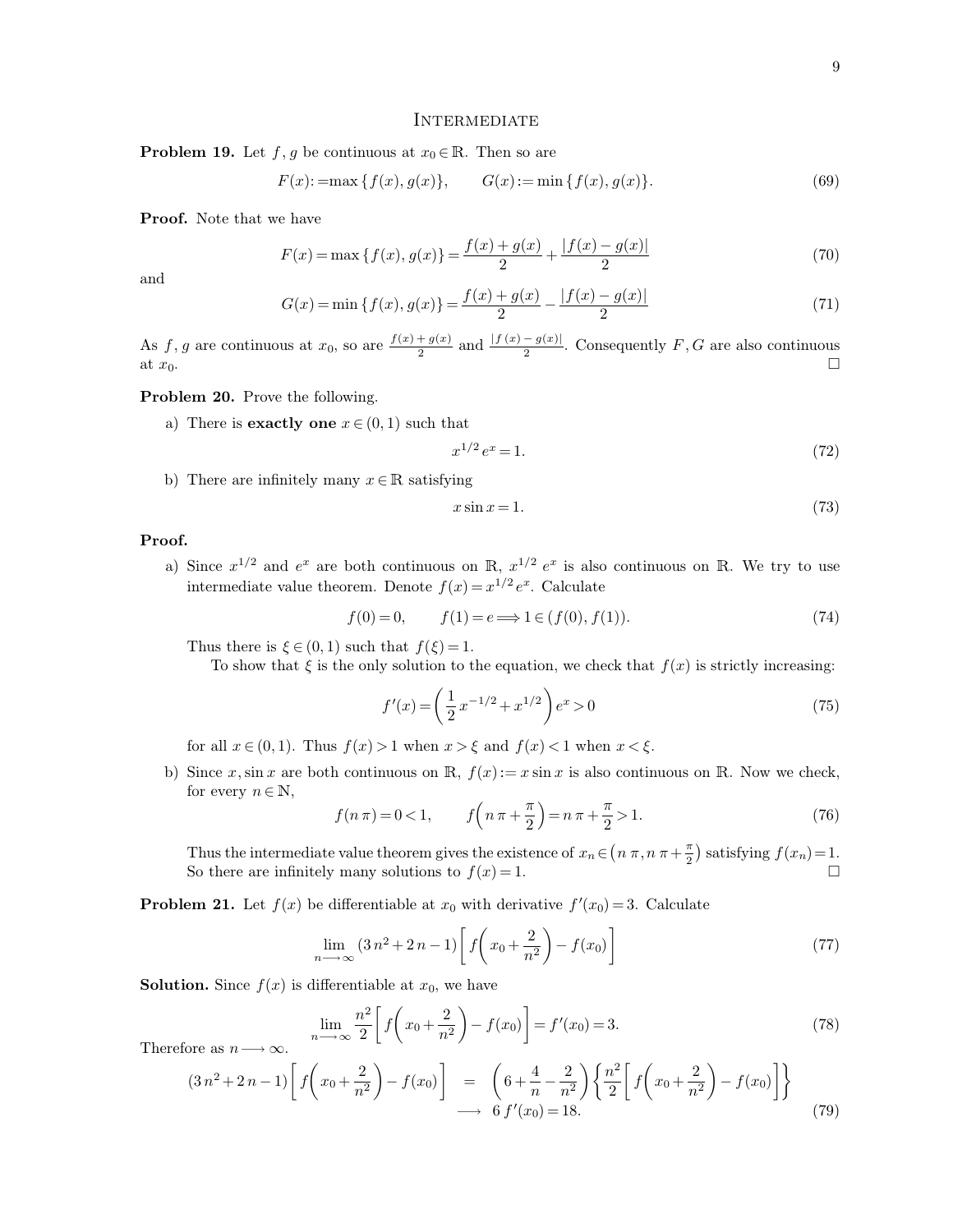## Intermediate

**Problem 19.** Let $f, g$ be continuous at $x_0 \in \mathbb{R}$. Then so are

$$F(x) := \max\{f(x), g(x)\}, \qquad G(x) := \min\{f(x), g(x)\}. \tag{69}$$

**Proof.** Note that we have

$$F(x) = \max\{f(x), g(x)\} = \frac{f(x) + g(x)}{2} + \frac{|f(x) - g(x)|}{2} \tag{70}$$

and

$$G(x) = \min\{f(x), g(x)\} = \frac{f(x) + g(x)}{2} - \frac{|f(x) - g(x)|}{2} \tag{71}$$

As $f, g$ are continuous at $x_0$, so are $\frac{f(x) + g(x)}{2}$ and $\frac{|f(x) - g(x)|}{2}$. Consequently $F, G$ are also continuous at $x_0$. □

**Problem 20.** Prove the following.

a) There is **exactly one** $x \in (0, 1)$ such that

$$x^{1/2} e^x = 1. \tag{72}$$

b) There are infinitely many $x \in \mathbb{R}$ satisfying

$$x \sin x = 1. \tag{73}$$

**Proof.**

a) Since $x^{1/2}$ and $e^x$ are both continuous on $\mathbb{R}$, $x^{1/2} e^x$ is also continuous on $\mathbb{R}$. We try to use intermediate value theorem. Denote $f(x) = x^{1/2} e^x$. Calculate

$$f(0) = 0, \qquad f(1) = e \Longrightarrow 1 \in (f(0), f(1)). \tag{74}$$

Thus there is $\xi \in (0, 1)$ such that $f(\xi) = 1$.

To show that $\xi$ is the only solution to the equation, we check that $f(x)$ is strictly increasing:

$$f'(x) = \left(\frac{1}{2} x^{-1/2} + x^{1/2}\right) e^x > 0 \tag{75}$$

for all $x \in (0, 1)$. Thus $f(x) > 1$ when $x > \xi$ and $f(x) < 1$ when $x < \xi$.

b) Since $x, \sin x$ are both continuous on $\mathbb{R}$, $f(x) := x \sin x$ is also continuous on $\mathbb{R}$. Now we check, for every $n \in \mathbb{N}$,

$$f(n\pi) = 0 < 1, \qquad f\left(n\pi + \frac{\pi}{2}\right) = n\pi + \frac{\pi}{2} > 1. \tag{76}$$

Thus the intermediate value theorem gives the existence of $x_n \in \left(n\pi, n\pi + \frac{\pi}{2}\right)$ satisfying $f(x_n) = 1$. So there are infinitely many solutions to $f(x) = 1$. □

**Problem 21.** Let $f(x)$ be differentiable at $x_0$ with derivative $f'(x_0) = 3$. Calculate

$$\lim_{n \longrightarrow \infty} (3n^2 + 2n - 1)\left[f\left(x_0 + \frac{2}{n^2}\right) - f(x_0)\right] \tag{77}$$

**Solution.** Since $f(x)$ is differentiable at $x_0$, we have

$$\lim_{n \longrightarrow \infty} \frac{n^2}{2}\left[f\left(x_0 + \frac{2}{n^2}\right) - f(x_0)\right] = f'(x_0) = 3. \tag{78}$$

Therefore as $n \longrightarrow \infty$.

$$\begin{aligned}(3n^2 + 2n - 1)\left[f\left(x_0 + \frac{2}{n^2}\right) - f(x_0)\right] &= \left(6 + \frac{4}{n} - \frac{2}{n^2}\right)\left\{\frac{n^2}{2}\left[f\left(x_0 + \frac{2}{n^2}\right) - f(x_0)\right]\right\} \\ &\longrightarrow 6 f'(x_0) = 18.\end{aligned} \tag{79}$$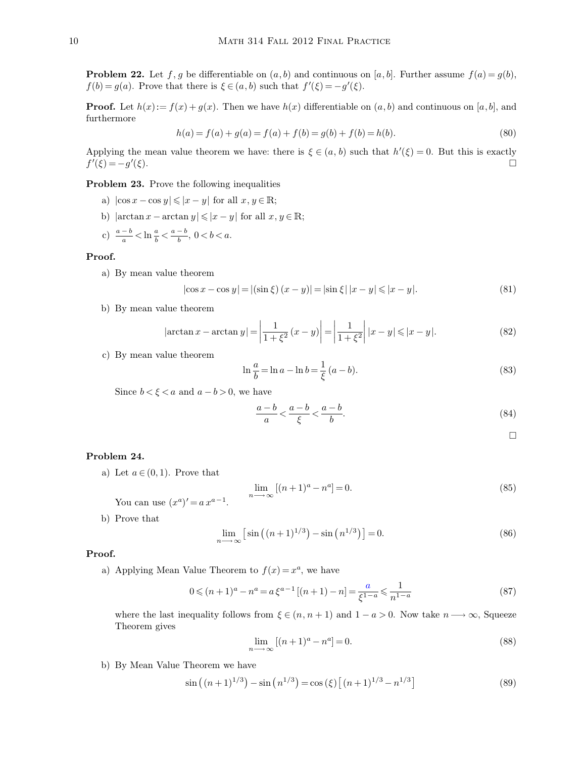**Problem 22.** Let $f, g$ be differentiable on $(a, b)$ and continuous on $[a, b]$. Further assume $f(a) = g(b)$, $f(b) = g(a)$. Prove that there is $\xi \in (a, b)$ such that $f'(\xi) = -g'(\xi)$.

**Proof.** Let $h(x) := f(x) + g(x)$. Then we have $h(x)$ differentiable on $(a, b)$ and continuous on $[a, b]$, and furthermore

$$h(a) = f(a) + g(a) = f(a) + f(b) = g(b) + f(b) = h(b). \tag{80}$$

Applying the mean value theorem we have: there is $\xi \in (a,\, b)$ such that $h'(\xi) = 0$. But this is exactly $f'(\xi) = -g'(\xi)$. □

**Problem 23.** Prove the following inequalities

a) $|\cos x - \cos y| \leqslant |x - y|$ for all $x, y \in \mathbb{R}$;

b) $|\arctan x - \arctan y| \leqslant |x - y|$ for all $x, y \in \mathbb{R}$;

c) $\frac{a-b}{a} < \ln \frac{a}{b} < \frac{a-b}{b}$, $0 < b < a$.

**Proof.**

a) By mean value theorem

$$|\cos x - \cos y| = |(\sin \xi)\,(x - y)| = |\sin \xi|\,|x - y| \leqslant |x - y|. \tag{81}$$

b) By mean value theorem

$$|\arctan x - \arctan y| = \left| \frac{1}{1 + \xi^2}\,(x - y) \right| = \left| \frac{1}{1 + \xi^2} \right| |x - y| \leqslant |x - y|. \tag{82}$$

c) By mean value theorem

$$\ln \frac{a}{b} = \ln a - \ln b = \frac{1}{\xi}\,(a - b). \tag{83}$$

Since $b < \xi < a$ and $a - b > 0$, we have

$$\frac{a-b}{a} < \frac{a-b}{\xi} < \frac{a-b}{b}. \tag{84}$$

□

**Problem 24.**

a) Let $a \in (0, 1)$. Prove that

$$\lim_{n \longrightarrow \infty} [(n+1)^a - n^a] = 0. \tag{85}$$

You can use $(x^a)' = a\, x^{a-1}$.

b) Prove that

$$\lim_{n \longrightarrow \infty} \left[ \sin\left( (n+1)^{1/3} \right) - \sin\left( n^{1/3} \right) \right] = 0. \tag{86}$$

**Proof.**

a) Applying Mean Value Theorem to $f(x) = x^a$, we have

$$0 \leqslant (n+1)^a - n^a = a\, \xi^{a-1}\, [(n+1) - n] = \frac{a}{\xi^{1-a}} \leqslant \frac{1}{n^{1-a}} \tag{87}$$

where the last inequality follows from $\xi \in (n, n+1)$ and $1 - a > 0$. Now take $n \longrightarrow \infty$, Squeeze Theorem gives

$$\lim_{n \longrightarrow \infty} [(n+1)^a - n^a] = 0. \tag{88}$$

b) By Mean Value Theorem we have

$$\sin\left( (n+1)^{1/3} \right) - \sin\left( n^{1/3} \right) = \cos(\xi) \left[ (n+1)^{1/3} - n^{1/3} \right] \tag{89}$$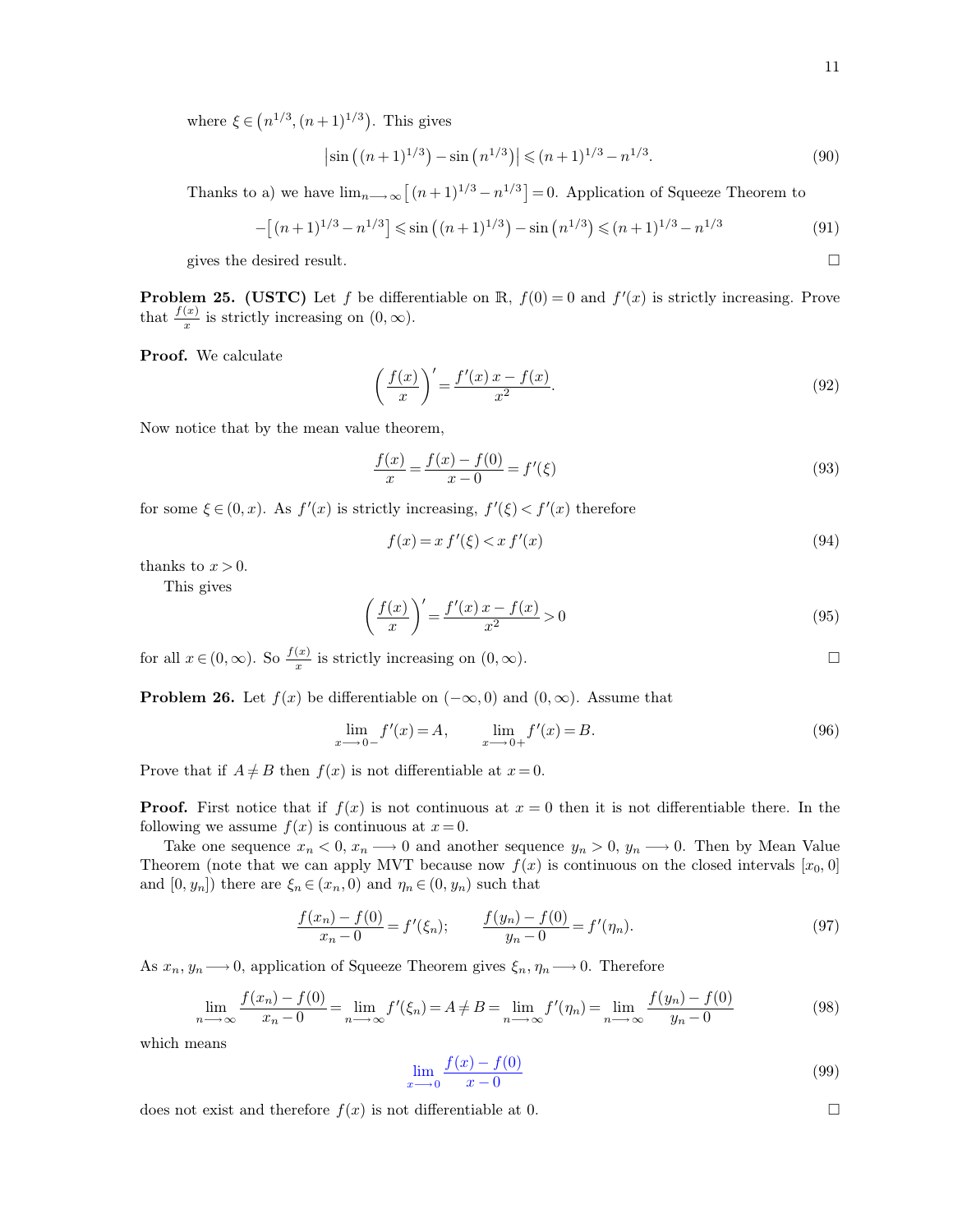where $\xi \in \left(n^{1/3}, (n+1)^{1/3}\right)$. This gives

$$\left|\sin\left((n+1)^{1/3}\right) - \sin\left(n^{1/3}\right)\right| \leqslant (n+1)^{1/3} - n^{1/3}. \tag{90}$$

Thanks to a) we have $\lim_{n \longrightarrow \infty}\left[(n+1)^{1/3} - n^{1/3}\right] = 0$. Application of Squeeze Theorem to

$$-\left[(n+1)^{1/3} - n^{1/3}\right] \leqslant \sin\left((n+1)^{1/3}\right) - \sin\left(n^{1/3}\right) \leqslant (n+1)^{1/3} - n^{1/3} \tag{91}$$

gives the desired result. □

**Problem 25. (USTC)** Let $f$ be differentiable on $\mathbb{R}$, $f(0) = 0$ and $f'(x)$ is strictly increasing. Prove that $\frac{f(x)}{x}$ is strictly increasing on $(0, \infty)$.

**Proof.** We calculate

$$\left(\frac{f(x)}{x}\right)' = \frac{f'(x)\, x - f(x)}{x^2}. \tag{92}$$

Now notice that by the mean value theorem,

$$\frac{f(x)}{x} = \frac{f(x) - f(0)}{x - 0} = f'(\xi) \tag{93}$$

for some $\xi \in (0, x)$. As $f'(x)$ is strictly increasing, $f'(\xi) < f'(x)$ therefore

$$f(x) = x\, f'(\xi) < x\, f'(x) \tag{94}$$

thanks to $x > 0$.

This gives

$$\left(\frac{f(x)}{x}\right)' = \frac{f'(x)\, x - f(x)}{x^2} > 0 \tag{95}$$

for all $x \in (0, \infty)$. So $\frac{f(x)}{x}$ is strictly increasing on $(0, \infty)$. □

**Problem 26.** Let $f(x)$ be differentiable on $(-\infty, 0)$ and $(0, \infty)$. Assume that

$$\lim_{x \longrightarrow 0-} f'(x) = A, \qquad \lim_{x \longrightarrow 0+} f'(x) = B. \tag{96}$$

Prove that if $A \neq B$ then $f(x)$ is not differentiable at $x = 0$.

**Proof.** First notice that if $f(x)$ is not continuous at $x = 0$ then it is not differentiable there. In the following we assume $f(x)$ is continuous at $x = 0$.

Take one sequence $x_n < 0$, $x_n \longrightarrow 0$ and another sequence $y_n > 0$, $y_n \longrightarrow 0$. Then by Mean Value Theorem (note that we can apply MVT because now $f(x)$ is continuous on the closed intervals $[x_0, 0]$ and $[0, y_n]$) there are $\xi_n \in (x_n, 0)$ and $\eta_n \in (0, y_n)$ such that

$$\frac{f(x_n) - f(0)}{x_n - 0} = f'(\xi_n); \qquad \frac{f(y_n) - f(0)}{y_n - 0} = f'(\eta_n). \tag{97}$$

As $x_n, y_n \longrightarrow 0$, application of Squeeze Theorem gives $\xi_n, \eta_n \longrightarrow 0$. Therefore

$$\lim_{n \longrightarrow \infty} \frac{f(x_n) - f(0)}{x_n - 0} = \lim_{n \longrightarrow \infty} f'(\xi_n) = A \neq B = \lim_{n \longrightarrow \infty} f'(\eta_n) = \lim_{n \longrightarrow \infty} \frac{f(y_n) - f(0)}{y_n - 0} \tag{98}$$

which means

$$\lim_{x \longrightarrow 0} \frac{f(x) - f(0)}{x - 0} \tag{99}$$

does not exist and therefore $f(x)$ is not differentiable at 0. □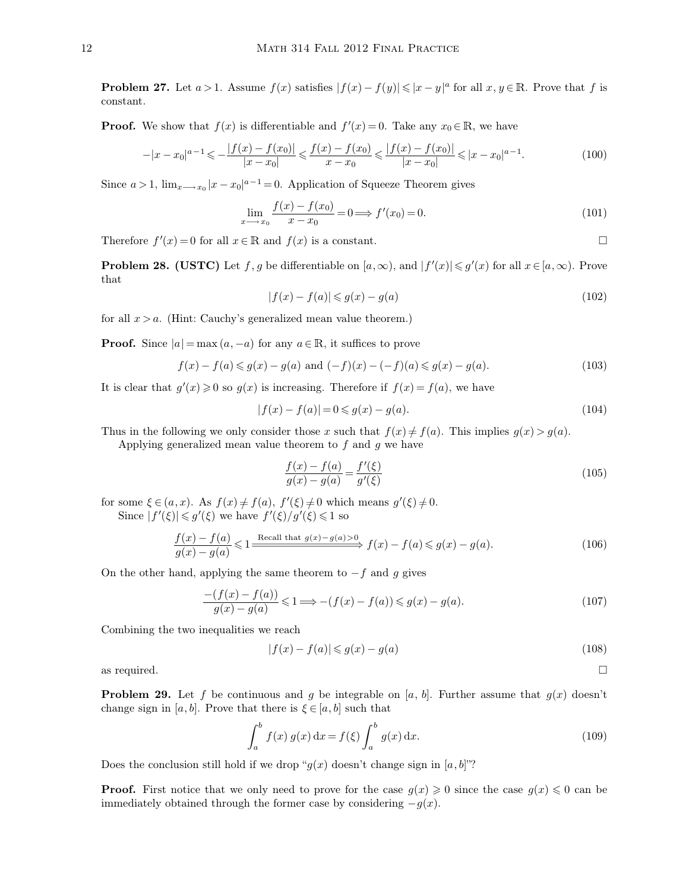**Problem 27.** Let $a > 1$. Assume $f(x)$ satisfies $|f(x) - f(y)| \leqslant |x - y|^a$ for all $x, y \in \mathbb{R}$. Prove that $f$ is constant.

**Proof.** We show that $f(x)$ is differentiable and $f'(x) = 0$. Take any $x_0 \in \mathbb{R}$, we have

$$-|x - x_0|^{a-1} \leqslant -\frac{|f(x) - f(x_0)|}{|x - x_0|} \leqslant \frac{f(x) - f(x_0)}{x - x_0} \leqslant \frac{|f(x) - f(x_0)|}{|x - x_0|} \leqslant |x - x_0|^{a-1}. \tag{100}$$

Since $a > 1$, $\lim_{x \longrightarrow x_0} |x - x_0|^{a-1} = 0$. Application of Squeeze Theorem gives

$$\lim_{x \longrightarrow x_0} \frac{f(x) - f(x_0)}{x - x_0} = 0 \Longrightarrow f'(x_0) = 0. \tag{101}$$

Therefore $f'(x) = 0$ for all $x \in \mathbb{R}$ and $f(x)$ is a constant. □

**Problem 28. (USTC)** Let $f, g$ be differentiable on $[a, \infty)$, and $|f'(x)| \leqslant g'(x)$ for all $x \in [a, \infty)$. Prove that

$$|f(x) - f(a)| \leqslant g(x) - g(a) \tag{102}$$

for all $x > a$. (Hint: Cauchy's generalized mean value theorem.)

**Proof.** Since $|a| = \max(a, -a)$ for any $a \in \mathbb{R}$, it suffices to prove

$$f(x) - f(a) \leqslant g(x) - g(a) \text{ and } (-f)(x) - (-f)(a) \leqslant g(x) - g(a). \tag{103}$$

It is clear that $g'(x) \geqslant 0$ so $g(x)$ is increasing. Therefore if $f(x) = f(a)$, we have

$$|f(x) - f(a)| = 0 \leqslant g(x) - g(a). \tag{104}$$

Thus in the following we only consider those $x$ such that $f(x) \neq f(a)$. This implies $g(x) > g(a)$.

Applying generalized mean value theorem to $f$ and $g$ we have

$$\frac{f(x) - f(a)}{g(x) - g(a)} = \frac{f'(\xi)}{g'(\xi)} \tag{105}$$

for some $\xi \in (a, x)$. As $f(x) \neq f(a)$, $f'(\xi) \neq 0$ which means $g'(\xi) \neq 0$.

Since $|f'(\xi)| \leqslant g'(\xi)$ we have $f'(\xi)/g'(\xi) \leqslant 1$ so

$$\frac{f(x) - f(a)}{g(x) - g(a)} \leqslant 1 \xrightarrow{\text{Recall that } g(x) - g(a) > 0} f(x) - f(a) \leqslant g(x) - g(a). \tag{106}$$

On the other hand, applying the same theorem to $-f$ and $g$ gives

$$\frac{-(f(x) - f(a))}{g(x) - g(a)} \leqslant 1 \Longrightarrow -(f(x) - f(a)) \leqslant g(x) - g(a). \tag{107}$$

Combining the two inequalities we reach

$$|f(x) - f(a)| \leqslant g(x) - g(a) \tag{108}$$

as required. □

**Problem 29.** Let $f$ be continuous and $g$ be integrable on $[a, b]$. Further assume that $g(x)$ doesn't change sign in $[a, b]$. Prove that there is $\xi \in [a, b]$ such that

$$\int_a^b f(x)\, g(x)\, \mathrm{d}x = f(\xi) \int_a^b g(x)\, \mathrm{d}x. \tag{109}$$

Does the conclusion still hold if we drop "$g(x)$ doesn't change sign in $[a, b]$"?

**Proof.** First notice that we only need to prove for the case $g(x) \geqslant 0$ since the case $g(x) \leqslant 0$ can be immediately obtained through the former case by considering $-g(x)$.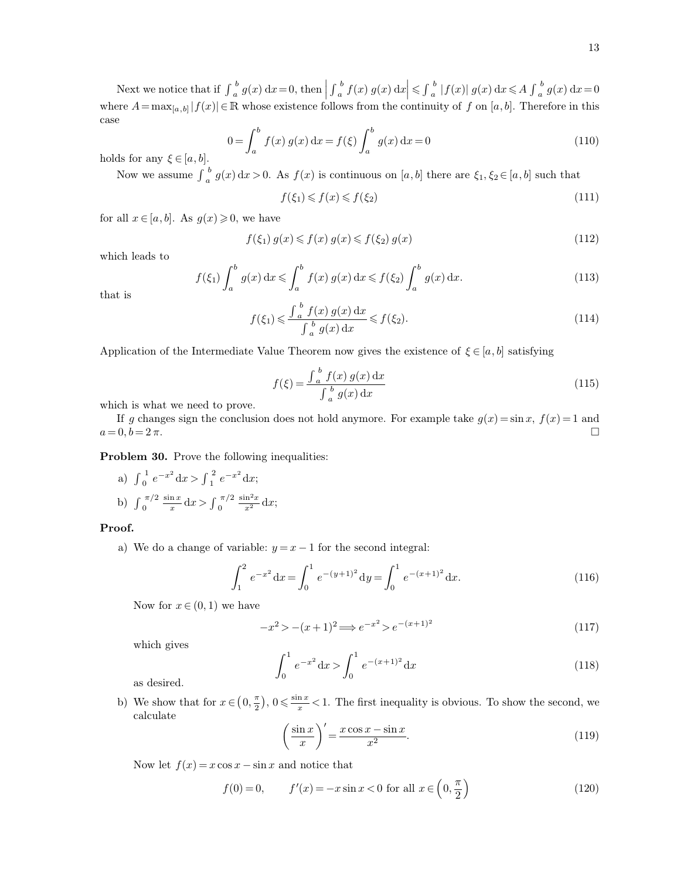Next we notice that if $\int_a^b g(x)\,\mathrm{d}x = 0$, then $\left|\int_a^b f(x)\,g(x)\,\mathrm{d}x\right| \leqslant \int_a^b |f(x)|\,g(x)\,\mathrm{d}x \leqslant A \int_a^b g(x)\,\mathrm{d}x = 0$ where $A = \max_{[a,b]} |f(x)| \in \mathbb{R}$ whose existence follows from the continuity of $f$ on $[a,b]$. Therefore in this case

$$0 = \int_a^b f(x)\,g(x)\,\mathrm{d}x = f(\xi) \int_a^b g(x)\,\mathrm{d}x = 0 \tag{110}$$

holds for any $\xi \in [a,b]$.

Now we assume $\int_a^b g(x)\,\mathrm{d}x > 0$. As $f(x)$ is continuous on $[a,b]$ there are $\xi_1, \xi_2 \in [a,b]$ such that

$$f(\xi_1) \leqslant f(x) \leqslant f(\xi_2) \tag{111}$$

for all $x \in [a,b]$. As $g(x) \geqslant 0$, we have

$$f(\xi_1)\,g(x) \leqslant f(x)\,g(x) \leqslant f(\xi_2)\,g(x) \tag{112}$$

which leads to

$$f(\xi_1) \int_a^b g(x)\,\mathrm{d}x \leqslant \int_a^b f(x)\,g(x)\,\mathrm{d}x \leqslant f(\xi_2) \int_a^b g(x)\,\mathrm{d}x. \tag{113}$$

that is

$$f(\xi_1) \leqslant \frac{\int_a^b f(x)\,g(x)\,\mathrm{d}x}{\int_a^b g(x)\,\mathrm{d}x} \leqslant f(\xi_2). \tag{114}$$

Application of the Intermediate Value Theorem now gives the existence of $\xi \in [a,b]$ satisfying

$$f(\xi) = \frac{\int_a^b f(x)\,g(x)\,\mathrm{d}x}{\int_a^b g(x)\,\mathrm{d}x} \tag{115}$$

which is what we need to prove.

If $g$ changes sign the conclusion does not hold anymore. For example take $g(x) = \sin x$, $f(x) = 1$ and $a = 0, b = 2\pi$. □

**Problem 30.** Prove the following inequalities:

a) $\int_0^1 e^{-x^2}\,\mathrm{d}x > \int_1^2 e^{-x^2}\,\mathrm{d}x$;

b) $\int_0^{\pi/2} \frac{\sin x}{x}\,\mathrm{d}x > \int_0^{\pi/2} \frac{\sin^2 x}{x^2}\,\mathrm{d}x$;

**Proof.**

a) We do a change of variable: $y = x - 1$ for the second integral:

$$\int_1^2 e^{-x^2}\,\mathrm{d}x = \int_0^1 e^{-(y+1)^2}\,\mathrm{d}y = \int_0^1 e^{-(x+1)^2}\,\mathrm{d}x. \tag{116}$$

Now for $x \in (0,1)$ we have

$$-x^2 > -(x+1)^2 \Longrightarrow e^{-x^2} > e^{-(x+1)^2} \tag{117}$$

which gives

$$\int_0^1 e^{-x^2}\,\mathrm{d}x > \int_0^1 e^{-(x+1)^2}\,\mathrm{d}x \tag{118}$$

as desired.

b) We show that for $x \in \left(0, \frac{\pi}{2}\right)$, $0 \leqslant \frac{\sin x}{x} < 1$. The first inequality is obvious. To show the second, we calculate

$$\left(\frac{\sin x}{x}\right)' = \frac{x\cos x - \sin x}{x^2}. \tag{119}$$

Now let $f(x) = x\cos x - \sin x$ and notice that

$$f(0) = 0, \qquad f'(x) = -x\sin x < 0 \text{ for all } x \in \left(0, \frac{\pi}{2}\right) \tag{120}$$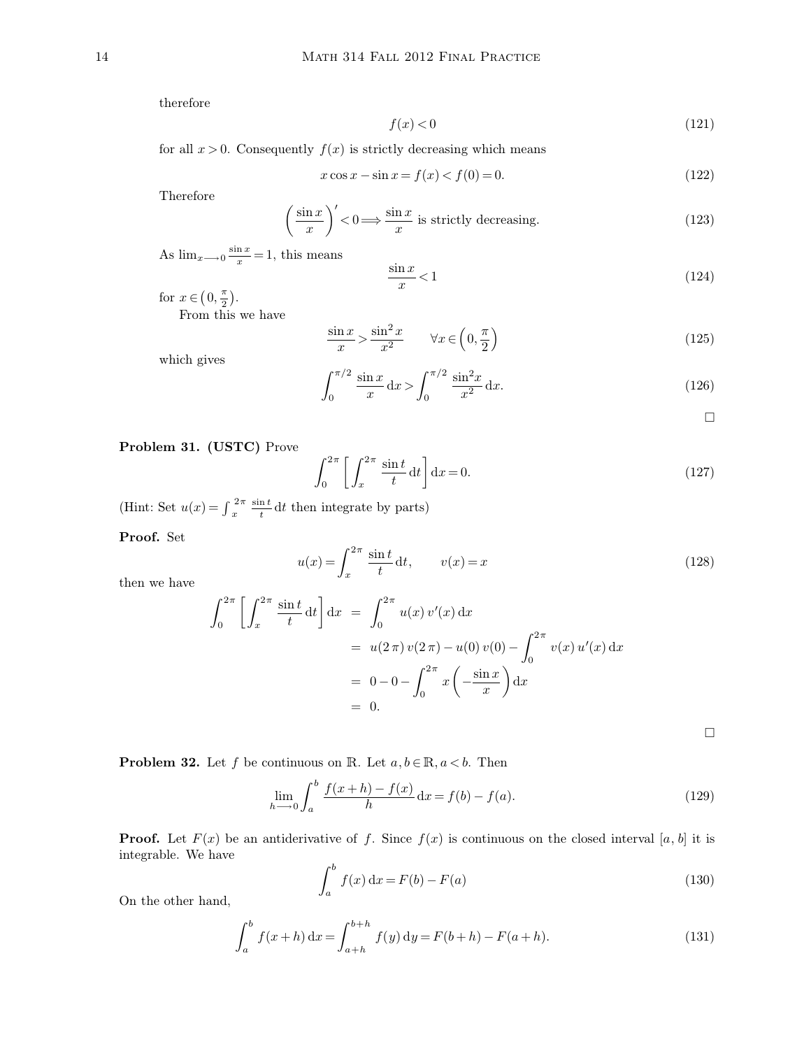therefore

$$f(x) < 0 \tag{121}$$

for all $x > 0$. Consequently $f(x)$ is strictly decreasing which means

$$x\cos x - \sin x = f(x) < f(0) = 0. \tag{122}$$

Therefore

$$\left(\frac{\sin x}{x}\right)' < 0 \Longrightarrow \frac{\sin x}{x} \text{ is strictly decreasing.} \tag{123}$$

As $\lim_{x \longrightarrow 0} \frac{\sin x}{x} = 1$, this means

$$\frac{\sin x}{x} < 1 \tag{124}$$

for $x \in \left(0, \frac{\pi}{2}\right)$.

From this we have

$$\frac{\sin x}{x} > \frac{\sin^2 x}{x^2} \qquad \forall x \in \left(0, \frac{\pi}{2}\right) \tag{125}$$

which gives

$$\int_0^{\pi/2} \frac{\sin x}{x}\, \mathrm{d}x > \int_0^{\pi/2} \frac{\sin^2 x}{x^2}\, \mathrm{d}x. \tag{126}$$

□

**Problem 31. (USTC)** Prove

$$\int_0^{2\pi} \left[\int_x^{2\pi} \frac{\sin t}{t}\, \mathrm{d}t\right] \mathrm{d}x = 0. \tag{127}$$

(Hint: Set $u(x) = \int_x^{2\pi} \frac{\sin t}{t}\, \mathrm{d}t$ then integrate by parts)

**Proof.** Set

$$u(x) = \int_x^{2\pi} \frac{\sin t}{t}\, \mathrm{d}t, \qquad v(x) = x \tag{128}$$

then we have

$$\begin{aligned}
\int_0^{2\pi} \left[\int_x^{2\pi} \frac{\sin t}{t}\, \mathrm{d}t\right] \mathrm{d}x &= \int_0^{2\pi} u(x)\, v'(x)\, \mathrm{d}x \\
&= u(2\pi)\, v(2\pi) - u(0)\, v(0) - \int_0^{2\pi} v(x)\, u'(x)\, \mathrm{d}x \\
&= 0 - 0 - \int_0^{2\pi} x \left(-\frac{\sin x}{x}\right) \mathrm{d}x \\
&= 0.
\end{aligned}$$

□

**Problem 32.** Let $f$ be continuous on $\mathbb{R}$. Let $a, b \in \mathbb{R}, a < b$. Then

$$\lim_{h \longrightarrow 0} \int_a^b \frac{f(x+h) - f(x)}{h}\, \mathrm{d}x = f(b) - f(a). \tag{129}$$

**Proof.** Let $F(x)$ be an antiderivative of $f$. Since $f(x)$ is continuous on the closed interval $[a, b]$ it is integrable. We have

$$\int_a^b f(x)\, \mathrm{d}x = F(b) - F(a) \tag{130}$$

On the other hand,

$$\int_a^b f(x+h)\, \mathrm{d}x = \int_{a+h}^{b+h} f(y)\, \mathrm{d}y = F(b+h) - F(a+h). \tag{131}$$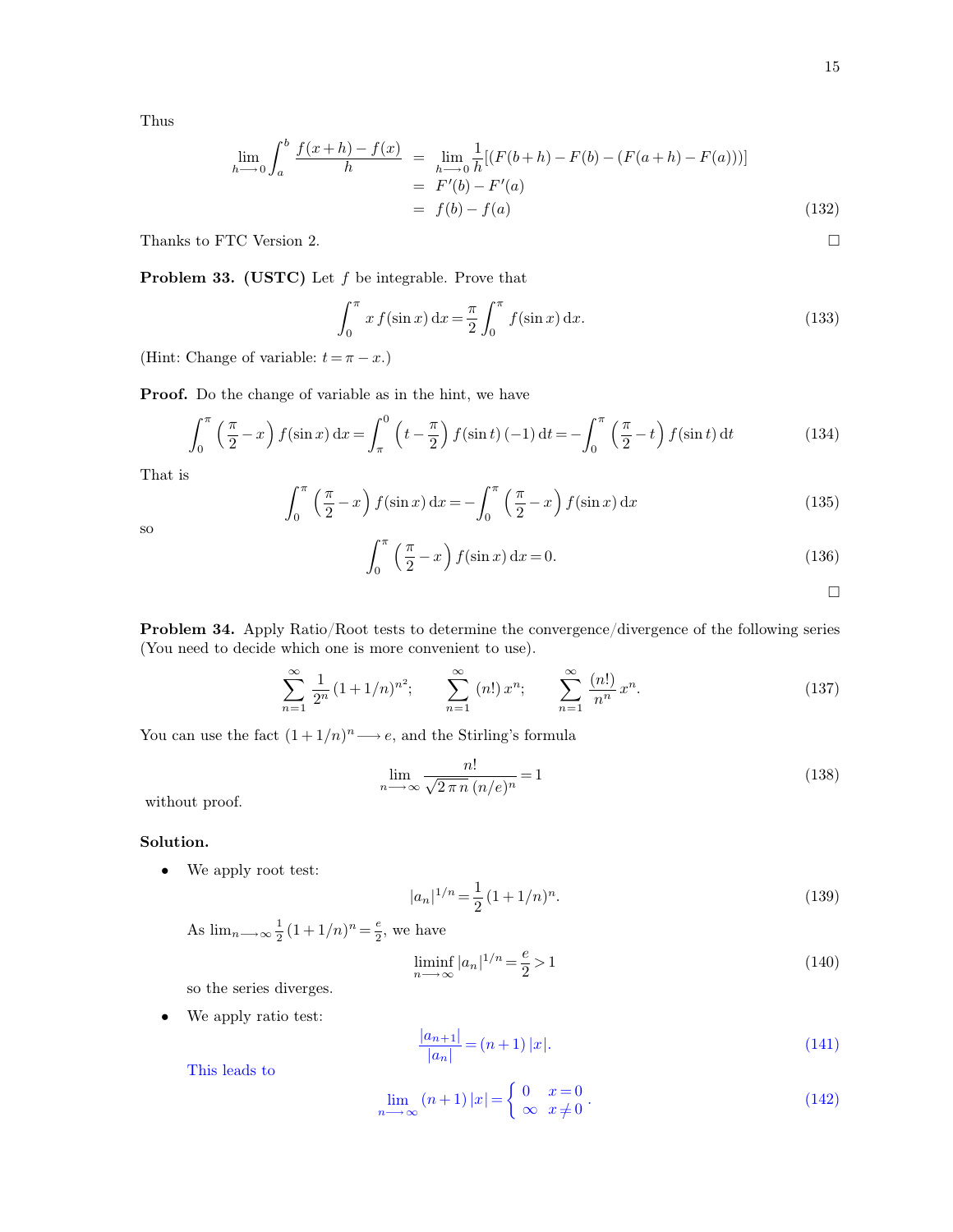Thus

$$
\begin{aligned}
\lim_{h\longrightarrow 0}\int_a^b \frac{f(x+h)-f(x)}{h} &= \lim_{h\longrightarrow 0}\frac{1}{h}[(F(b+h)-F(b)-(F(a+h)-F(a)))] \\
&= F'(b)-F'(a) \\
&= f(b)-f(a) \qquad (132)
\end{aligned}
$$

Thanks to FTC Version 2. □

**Problem 33. (USTC)** Let $f$ be integrable. Prove that

$$
\int_0^\pi x\, f(\sin x)\,\mathrm{d}x = \frac{\pi}{2}\int_0^\pi f(\sin x)\,\mathrm{d}x. \qquad (133)
$$

(Hint: Change of variable: $t=\pi-x$.)

**Proof.** Do the change of variable as in the hint, we have

$$
\int_0^\pi \left(\frac{\pi}{2}-x\right) f(\sin x)\,\mathrm{d}x = \int_\pi^0 \left(t-\frac{\pi}{2}\right) f(\sin t)\,(-1)\,\mathrm{d}t = -\int_0^\pi \left(\frac{\pi}{2}-t\right) f(\sin t)\,\mathrm{d}t \qquad (134)
$$

That is

$$
\int_0^\pi \left(\frac{\pi}{2}-x\right) f(\sin x)\,\mathrm{d}x = -\int_0^\pi \left(\frac{\pi}{2}-x\right) f(\sin x)\,\mathrm{d}x \qquad (135)
$$

so

$$
\int_0^\pi \left(\frac{\pi}{2}-x\right) f(\sin x)\,\mathrm{d}x = 0. \qquad (136)
$$

□

**Problem 34.** Apply Ratio/Root tests to determine the convergence/divergence of the following series (You need to decide which one is more convenient to use).

$$
\sum_{n=1}^\infty \frac{1}{2^n}(1+1/n)^{n^2}; \qquad \sum_{n=1}^\infty (n!)\,x^n; \qquad \sum_{n=1}^\infty \frac{(n!)}{n^n}\,x^n. \qquad (137)
$$

You can use the fact $(1+1/n)^n \longrightarrow e$, and the Stirling's formula

$$
\lim_{n\longrightarrow\infty}\frac{n!}{\sqrt{2\,\pi\,n}\,(n/e)^n} = 1 \qquad (138)
$$

without proof.

**Solution.**

- We apply root test:

$$
|a_n|^{1/n} = \frac{1}{2}(1+1/n)^n. \qquad (139)
$$

As $\lim_{n\longrightarrow\infty}\frac{1}{2}(1+1/n)^n = \frac{e}{2}$, we have

$$
\liminf_{n\longrightarrow\infty}|a_n|^{1/n} = \frac{e}{2} > 1 \qquad (140)
$$

so the series diverges.

- We apply ratio test:

$$
\frac{|a_{n+1}|}{|a_n|} = (n+1)\,|x|. \qquad (141)
$$

This leads to

$$
\lim_{n\longrightarrow\infty}(n+1)\,|x| = \begin{cases} 0 & x=0 \\ \infty & x\neq 0 \end{cases}. \qquad (142)
$$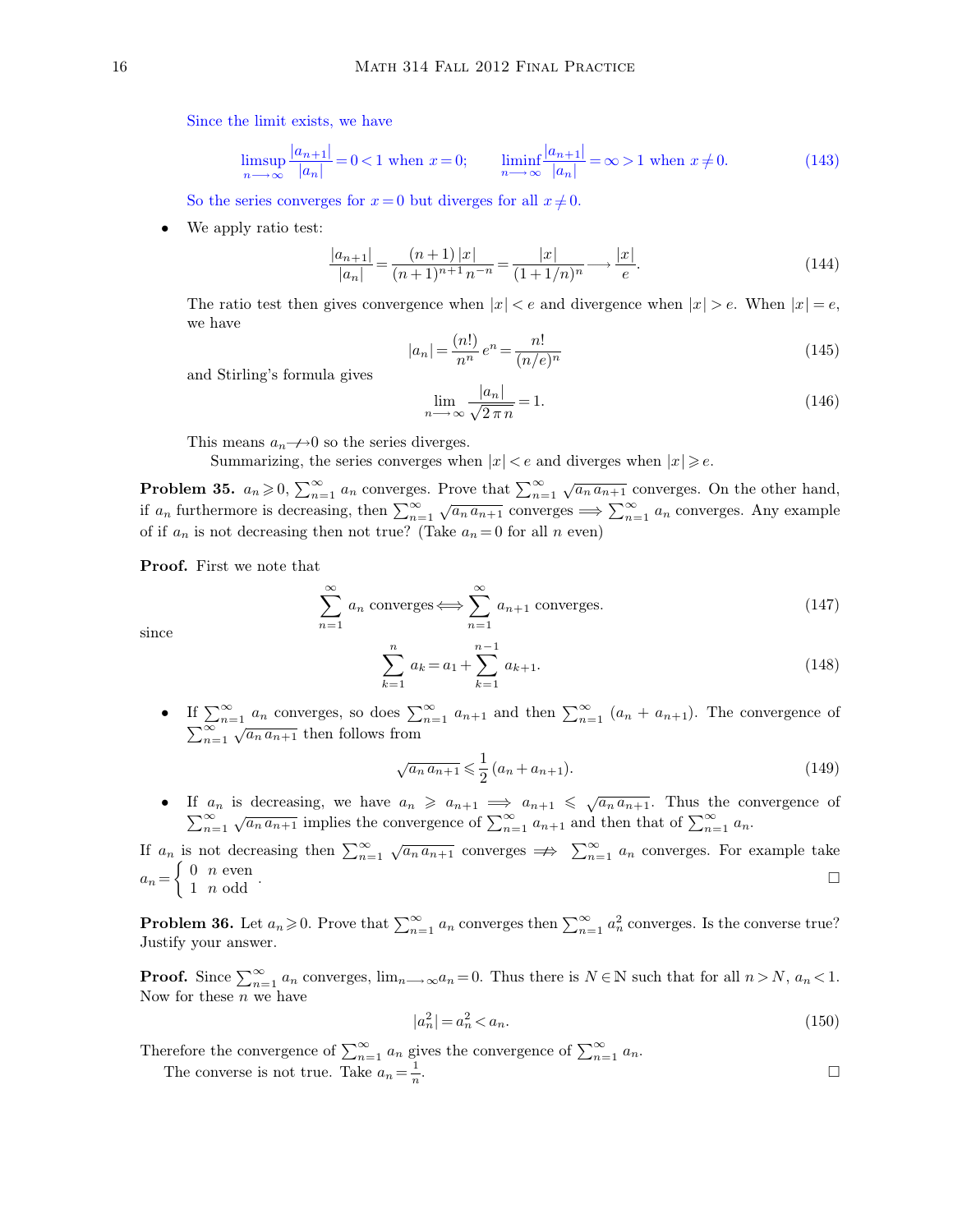Since the limit exists, we have

$$\limsup_{n\longrightarrow\infty} \frac{|a_{n+1}|}{|a_n|} = 0 < 1 \text{ when } x = 0; \qquad \liminf_{n\longrightarrow\infty} \frac{|a_{n+1}|}{|a_n|} = \infty > 1 \text{ when } x \neq 0. \tag{143}$$

So the series converges for $x = 0$ but diverges for all $x \neq 0$.

- We apply ratio test:

$$\frac{|a_{n+1}|}{|a_n|} = \frac{(n+1)\,|x|}{(n+1)^{n+1}\,n^{-n}} = \frac{|x|}{(1+1/n)^n} \longrightarrow \frac{|x|}{e}. \tag{144}$$

The ratio test then gives convergence when $|x| < e$ and divergence when $|x| > e$. When $|x| = e$, we have

$$|a_n| = \frac{(n!)}{n^n}\,e^n = \frac{n!}{(n/e)^n} \tag{145}$$

and Stirling's formula gives

$$\lim_{n\longrightarrow\infty} \frac{|a_n|}{\sqrt{2\,\pi\,n}} = 1. \tag{146}$$

This means $a_n \not\longrightarrow 0$ so the series diverges.

Summarizing, the series converges when $|x| < e$ and diverges when $|x| \geqslant e$.

**Problem 35.** $a_n \geqslant 0$, $\sum_{n=1}^{\infty} a_n$ converges. Prove that $\sum_{n=1}^{\infty} \sqrt{a_n\,a_{n+1}}$ converges. On the other hand, if $a_n$ furthermore is decreasing, then $\sum_{n=1}^{\infty} \sqrt{a_n\,a_{n+1}}$ converges $\Longrightarrow \sum_{n=1}^{\infty} a_n$ converges. Any example of if $a_n$ is not decreasing then not true? (Take $a_n = 0$ for all $n$ even)

**Proof.** First we note that

$$\sum_{n=1}^{\infty} a_n \text{ converges} \Longleftrightarrow \sum_{n=1}^{\infty} a_{n+1} \text{ converges.} \tag{147}$$

since

$$\sum_{k=1}^{n} a_k = a_1 + \sum_{k=1}^{n-1} a_{k+1}. \tag{148}$$

- If $\sum_{n=1}^{\infty} a_n$ converges, so does $\sum_{n=1}^{\infty} a_{n+1}$ and then $\sum_{n=1}^{\infty} (a_n + a_{n+1})$. The convergence of $\sum_{n=1}^{\infty} \sqrt{a_n\,a_{n+1}}$ then follows from

$$\sqrt{a_n\,a_{n+1}} \leqslant \frac{1}{2}\,(a_n + a_{n+1}). \tag{149}$$

- If $a_n$ is decreasing, we have $a_n \geqslant a_{n+1} \Longrightarrow a_{n+1} \leqslant \sqrt{a_n\,a_{n+1}}$. Thus the convergence of $\sum_{n=1}^{\infty} \sqrt{a_n\,a_{n+1}}$ implies the convergence of $\sum_{n=1}^{\infty} a_{n+1}$ and then that of $\sum_{n=1}^{\infty} a_n$.

If $a_n$ is not decreasing then $\sum_{n=1}^{\infty} \sqrt{a_n\,a_{n+1}}$ converges $\not\Longrightarrow$ $\sum_{n=1}^{\infty} a_n$ converges. For example take $a_n = \begin{cases} 0 & n \text{ even} \\ 1 & n \text{ odd} \end{cases}$. ☐

**Problem 36.** Let $a_n \geqslant 0$. Prove that $\sum_{n=1}^{\infty} a_n$ converges then $\sum_{n=1}^{\infty} a_n^2$ converges. Is the converse true? Justify your answer.

**Proof.** Since $\sum_{n=1}^{\infty} a_n$ converges, $\lim_{n\longrightarrow\infty} a_n = 0$. Thus there is $N \in \mathbb{N}$ such that for all $n > N$, $a_n < 1$. Now for these $n$ we have

$$|a_n^2| = a_n^2 < a_n. \tag{150}$$

Therefore the convergence of $\sum_{n=1}^{\infty} a_n$ gives the convergence of $\sum_{n=1}^{\infty} a_n$.

The converse is not true. Take $a_n = \frac{1}{n}$. ☐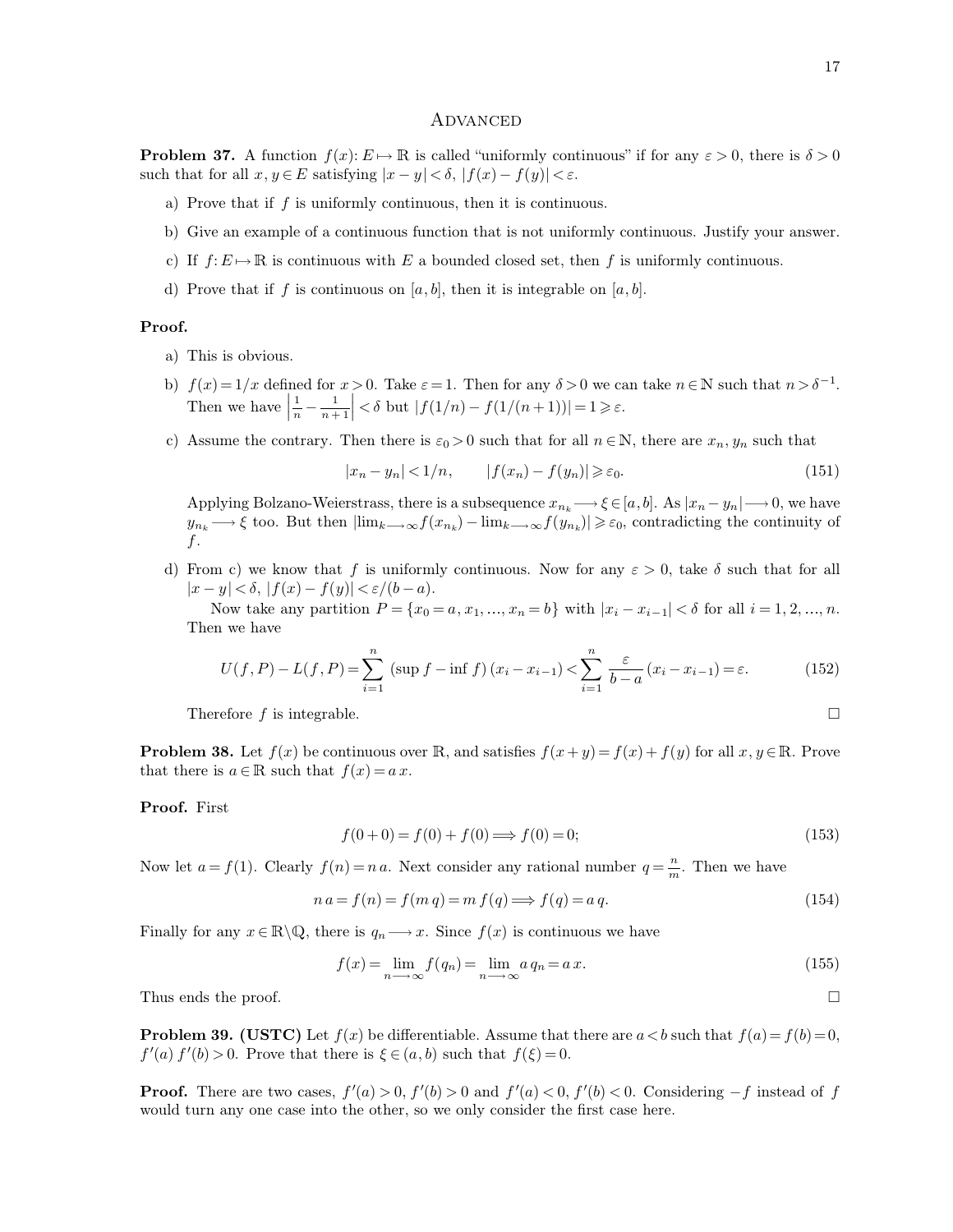## Advanced

**Problem 37.** A function $f(x): E \mapsto \mathbb{R}$ is called "uniformly continuous" if for any $\varepsilon > 0$, there is $\delta > 0$ such that for all $x, y \in E$ satisfying $|x - y| < \delta$, $|f(x) - f(y)| < \varepsilon$.

a) Prove that if $f$ is uniformly continuous, then it is continuous.

b) Give an example of a continuous function that is not uniformly continuous. Justify your answer.

c) If $f: E \mapsto \mathbb{R}$ is continuous with $E$ a bounded closed set, then $f$ is uniformly continuous.

d) Prove that if $f$ is continuous on $[a, b]$, then it is integrable on $[a, b]$.

**Proof.**

a) This is obvious.

b) $f(x) = 1/x$ defined for $x > 0$. Take $\varepsilon = 1$. Then for any $\delta > 0$ we can take $n \in \mathbb{N}$ such that $n > \delta^{-1}$. Then we have $\left|\frac{1}{n} - \frac{1}{n+1}\right| < \delta$ but $|f(1/n) - f(1/(n+1))| = 1 \geqslant \varepsilon$.

c) Assume the contrary. Then there is $\varepsilon_0 > 0$ such that for all $n \in \mathbb{N}$, there are $x_n, y_n$ such that

$$|x_n - y_n| < 1/n, \qquad |f(x_n) - f(y_n)| \geqslant \varepsilon_0. \tag{151}$$

Applying Bolzano-Weierstrass, there is a subsequence $x_{n_k} \longrightarrow \xi \in [a, b]$. As $|x_n - y_n| \longrightarrow 0$, we have $y_{n_k} \longrightarrow \xi$ too. But then $|\lim_{k \longrightarrow \infty} f(x_{n_k}) - \lim_{k \longrightarrow \infty} f(y_{n_k})| \geqslant \varepsilon_0$, contradicting the continuity of $f$.

d) From c) we know that $f$ is uniformly continuous. Now for any $\varepsilon > 0$, take $\delta$ such that for all $|x - y| < \delta$, $|f(x) - f(y)| < \varepsilon/(b - a)$.

Now take any partition $P = \{x_0 = a, x_1, \ldots, x_n = b\}$ with $|x_i - x_{i-1}| < \delta$ for all $i = 1, 2, \ldots, n$. Then we have

$$U(f, P) - L(f, P) = \sum_{i=1}^{n} (\sup f - \inf f)(x_i - x_{i-1}) < \sum_{i=1}^{n} \frac{\varepsilon}{b - a}(x_i - x_{i-1}) = \varepsilon. \tag{152}$$

Therefore $f$ is integrable. □

**Problem 38.** Let $f(x)$ be continuous over $\mathbb{R}$, and satisfies $f(x + y) = f(x) + f(y)$ for all $x, y \in \mathbb{R}$. Prove that there is $a \in \mathbb{R}$ such that $f(x) = a\,x$.

**Proof.** First

$$f(0 + 0) = f(0) + f(0) \Longrightarrow f(0) = 0; \tag{153}$$

Now let $a = f(1)$. Clearly $f(n) = n\,a$. Next consider any rational number $q = \frac{n}{m}$. Then we have

$$n\,a = f(n) = f(m\,q) = m\,f(q) \Longrightarrow f(q) = a\,q. \tag{154}$$

Finally for any $x \in \mathbb{R} \backslash \mathbb{Q}$, there is $q_n \longrightarrow x$. Since $f(x)$ is continuous we have

$$f(x) = \lim_{n \longrightarrow \infty} f(q_n) = \lim_{n \longrightarrow \infty} a\,q_n = a\,x. \tag{155}$$

Thus ends the proof. □

**Problem 39. (USTC)** Let $f(x)$ be differentiable. Assume that there are $a < b$ such that $f(a) = f(b) = 0$, $f'(a)\,f'(b) > 0$. Prove that there is $\xi \in (a, b)$ such that $f(\xi) = 0$.

**Proof.** There are two cases, $f'(a) > 0$, $f'(b) > 0$ and $f'(a) < 0$, $f'(b) < 0$. Considering $-f$ instead of $f$ would turn any one case into the other, so we only consider the first case here.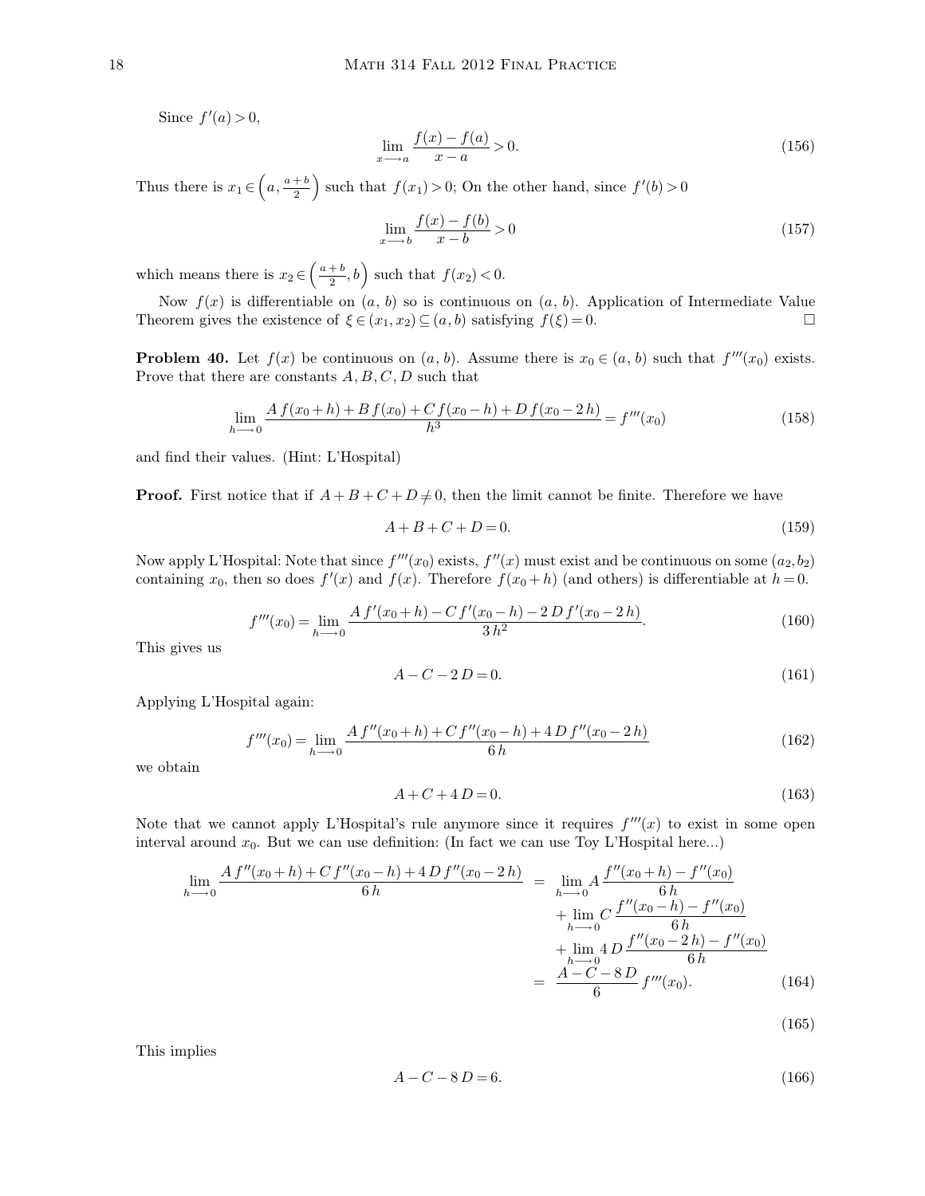Since $f'(a) > 0$,

$$\lim_{x \longrightarrow a} \frac{f(x) - f(a)}{x - a} > 0. \tag{156}$$

Thus there is $x_1 \in \left(a, \frac{a+b}{2}\right)$ such that $f(x_1) > 0$; On the other hand, since $f'(b) > 0$

$$\lim_{x \longrightarrow b} \frac{f(x) - f(b)}{x - b} > 0 \tag{157}$$

which means there is $x_2 \in \left(\frac{a+b}{2}, b\right)$ such that $f(x_2) < 0$.

Now $f(x)$ is differentiable on $(a, b)$ so is continuous on $(a, b)$. Application of Intermediate Value Theorem gives the existence of $\xi \in (x_1, x_2) \subseteq (a, b)$ satisfying $f(\xi) = 0$. □

**Problem 40.** Let $f(x)$ be continuous on $(a, b)$. Assume there is $x_0 \in (a, b)$ such that $f'''(x_0)$ exists. Prove that there are constants $A, B, C, D$ such that

$$\lim_{h \longrightarrow 0} \frac{A\, f(x_0 + h) + B\, f(x_0) + C\, f(x_0 - h) + D\, f(x_0 - 2\,h)}{h^3} = f'''(x_0) \tag{158}$$

and find their values. (Hint: L'Hospital)

**Proof.** First notice that if $A + B + C + D \neq 0$, then the limit cannot be finite. Therefore we have

$$A + B + C + D = 0. \tag{159}$$

Now apply L'Hospital: Note that since $f'''(x_0)$ exists, $f''(x)$ must exist and be continuous on some $(a_2, b_2)$ containing $x_0$, then so does $f'(x)$ and $f(x)$. Therefore $f(x_0 + h)$ (and others) is differentiable at $h = 0$.

$$f'''(x_0) = \lim_{h \longrightarrow 0} \frac{A\, f'(x_0 + h) - C\, f'(x_0 - h) - 2\, D\, f'(x_0 - 2\, h)}{3\, h^2}. \tag{160}$$

This gives us

$$A - C - 2\, D = 0. \tag{161}$$

Applying L'Hospital again:

$$f'''(x_0) = \lim_{h \longrightarrow 0} \frac{A\, f''(x_0 + h) + C\, f''(x_0 - h) + 4\, D\, f''(x_0 - 2\, h)}{6\, h} \tag{162}$$

we obtain

$$A + C + 4\, D = 0. \tag{163}$$

Note that we cannot apply L'Hospital's rule anymore since it requires $f'''(x)$ to exist in some open interval around $x_0$. But we can use definition: (In fact we can use Toy L'Hospital here...)

$$\begin{aligned}
\lim_{h \longrightarrow 0} \frac{A\, f''(x_0 + h) + C\, f''(x_0 - h) + 4\, D\, f''(x_0 - 2\, h)}{6\, h} &= \lim_{h \longrightarrow 0} A\, \frac{f''(x_0 + h) - f''(x_0)}{6\, h} \\
&\quad + \lim_{h \longrightarrow 0} C\, \frac{f''(x_0 - h) - f''(x_0)}{6\, h} \\
&\quad + \lim_{h \longrightarrow 0} 4\, D\, \frac{f''(x_0 - 2\, h) - f''(x_0)}{6\, h} \\
&= \frac{A - C - 8\, D}{6}\, f'''(x_0).
\end{aligned} \tag{164}$$

(165)

This implies

$$A - C - 8\, D = 6. \tag{166}$$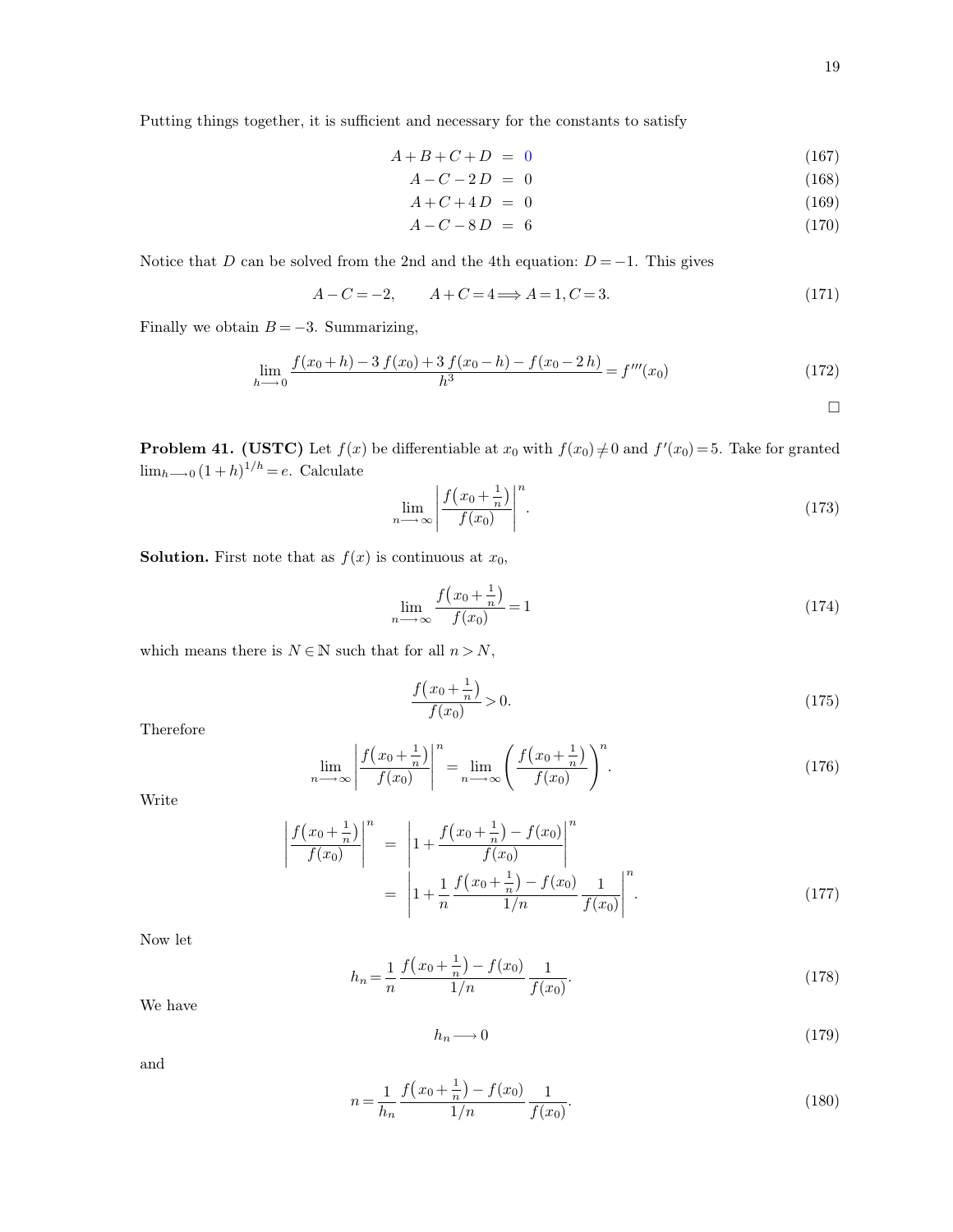Putting things together, it is sufficient and necessary for the constants to satisfy

$$
\begin{aligned}
A+B+C+D &= 0 && (167)\\
A-C-2D &= 0 && (168)\\
A+C+4D &= 0 && (169)\\
A-C-8D &= 6 && (170)
\end{aligned}
$$

Notice that $D$ can be solved from the 2nd and the 4th equation: $D=-1$. This gives

$$
A-C=-2, \qquad A+C=4 \Longrightarrow A=1, C=3. \tag{171}
$$

Finally we obtain $B=-3$. Summarizing,

$$
\lim_{h\longrightarrow 0} \frac{f(x_0+h)-3f(x_0)+3f(x_0-h)-f(x_0-2h)}{h^3} = f'''(x_0) \tag{172}
$$

□

**Problem 41. (USTC)** Let $f(x)$ be differentiable at $x_0$ with $f(x_0)\neq 0$ and $f'(x_0)=5$. Take for granted $\lim_{h\longrightarrow 0}(1+h)^{1/h}=e$. Calculate

$$
\lim_{n\longrightarrow\infty} \left|\frac{f\left(x_0+\frac{1}{n}\right)}{f(x_0)}\right|^n. \tag{173}
$$

**Solution.** First note that as $f(x)$ is continuous at $x_0$,

$$
\lim_{n\longrightarrow\infty} \frac{f\left(x_0+\frac{1}{n}\right)}{f(x_0)} = 1 \tag{174}
$$

which means there is $N\in\mathbb{N}$ such that for all $n>N$,

$$
\frac{f\left(x_0+\frac{1}{n}\right)}{f(x_0)} > 0. \tag{175}
$$

Therefore

$$
\lim_{n\longrightarrow\infty} \left|\frac{f\left(x_0+\frac{1}{n}\right)}{f(x_0)}\right|^n = \lim_{n\longrightarrow\infty} \left(\frac{f\left(x_0+\frac{1}{n}\right)}{f(x_0)}\right)^n. \tag{176}
$$

Write

$$
\begin{aligned}
\left|\frac{f\left(x_0+\frac{1}{n}\right)}{f(x_0)}\right|^n &= \left|1+\frac{f\left(x_0+\frac{1}{n}\right)-f(x_0)}{f(x_0)}\right|^n \\
&= \left|1+\frac{1}{n}\,\frac{f\left(x_0+\frac{1}{n}\right)-f(x_0)}{1/n}\,\frac{1}{f(x_0)}\right|^n. && (177)
\end{aligned}
$$

Now let

$$
h_n = \frac{1}{n}\,\frac{f\left(x_0+\frac{1}{n}\right)-f(x_0)}{1/n}\,\frac{1}{f(x_0)}. \tag{178}
$$

We have

$$
h_n \longrightarrow 0 \tag{179}
$$

and

$$
n = \frac{1}{h_n}\,\frac{f\left(x_0+\frac{1}{n}\right)-f(x_0)}{1/n}\,\frac{1}{f(x_0)}. \tag{180}
$$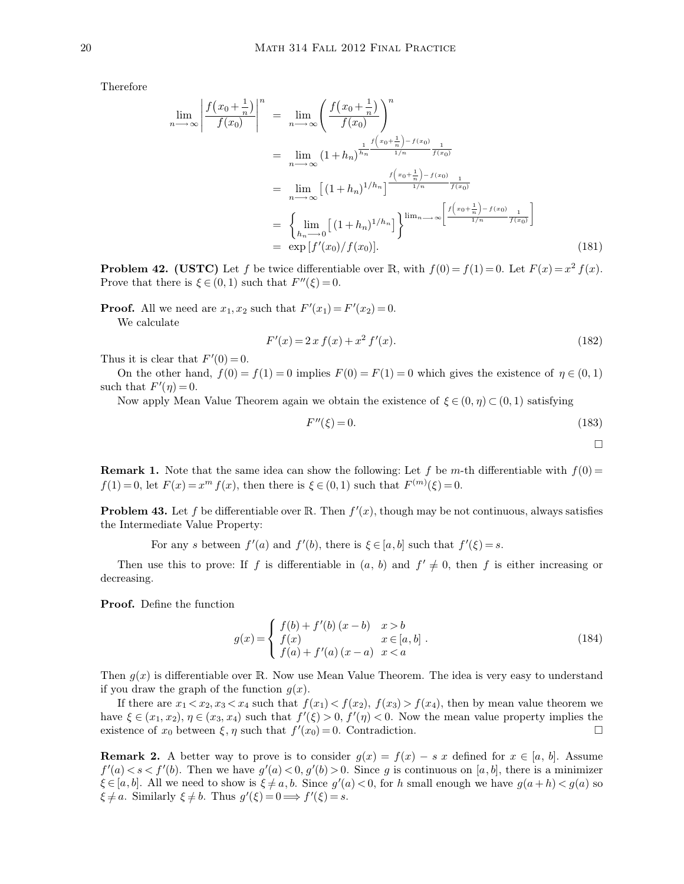Therefore

$$
\begin{aligned}
\lim_{n\longrightarrow\infty}\left|\frac{f\left(x_0+\frac{1}{n}\right)}{f(x_0)}\right|^n &= \lim_{n\longrightarrow\infty}\left(\frac{f\left(x_0+\frac{1}{n}\right)}{f(x_0)}\right)^n \\
&= \lim_{n\longrightarrow\infty}(1+h_n)^{\frac{1}{h_n}\frac{f\left(x_0+\frac{1}{n}\right)-f(x_0)}{1/n}\frac{1}{f(x_0)}} \\
&= \lim_{n\longrightarrow\infty}\left[(1+h_n)^{1/h_n}\right]^{\frac{f\left(x_0+\frac{1}{n}\right)-f(x_0)}{1/n}\frac{1}{f(x_0)}} \\
&= \left\{\lim_{h_n\longrightarrow 0}\left[(1+h_n)^{1/h_n}\right]\right\}^{\lim_{n\longrightarrow\infty}\left[\frac{f\left(x_0+\frac{1}{n}\right)-f(x_0)}{1/n}\frac{1}{f(x_0)}\right]} \\
&= \exp\left[f'(x_0)/f(x_0)\right]. \qquad (181)
\end{aligned}
$$

**Problem 42. (USTC)** Let $f$ be twice differentiable over $\mathbb{R}$, with $f(0)=f(1)=0$. Let $F(x)=x^2 f(x)$. Prove that there is $\xi\in(0,1)$ such that $F''(\xi)=0$.

**Proof.** All we need are $x_1, x_2$ such that $F'(x_1)=F'(x_2)=0$.

We calculate

$$F'(x)=2\,x\,f(x)+x^2\,f'(x). \qquad (182)$$

Thus it is clear that $F'(0)=0$.

On the other hand, $f(0)=f(1)=0$ implies $F(0)=F(1)=0$ which gives the existence of $\eta\in(0,1)$ such that $F'(\eta)=0$.

Now apply Mean Value Theorem again we obtain the existence of $\xi\in(0,\eta)\subset(0,1)$ satisfying

$$F''(\xi)=0. \qquad (183)$$

□

**Remark 1.** Note that the same idea can show the following: Let $f$ be $m$-th differentiable with $f(0)=f(1)=0$, let $F(x)=x^m f(x)$, then there is $\xi\in(0,1)$ such that $F^{(m)}(\xi)=0$.

**Problem 43.** Let $f$ be differentiable over $\mathbb{R}$. Then $f'(x)$, though may be not continuous, always satisfies the Intermediate Value Property:

For any $s$ between $f'(a)$ and $f'(b)$, there is $\xi\in[a,b]$ such that $f'(\xi)=s$.

Then use this to prove: If $f$ is differentiable in $(a,\,b)$ and $f'\neq 0$, then $f$ is either increasing or decreasing.

**Proof.** Define the function

$$g(x)=\begin{cases} f(b)+f'(b)\,(x-b) & x>b \\ f(x) & x\in[a,b] \\ f(a)+f'(a)\,(x-a) & x<a \end{cases}. \qquad (184)$$

Then $g(x)$ is differentiable over $\mathbb{R}$. Now use Mean Value Theorem. The idea is very easy to understand if you draw the graph of the function $g(x)$.

If there are $x_1<x_2, x_3<x_4$ such that $f(x_1)<f(x_2)$, $f(x_3)>f(x_4)$, then by mean value theorem we have $\xi\in(x_1,x_2)$, $\eta\in(x_3,x_4)$ such that $f'(\xi)>0$, $f'(\eta)<0$. Now the mean value property implies the existence of $x_0$ between $\xi,\eta$ such that $f'(x_0)=0$. Contradiction. □

**Remark 2.** A better way to prove is to consider $g(x)=f(x)-s\,x$ defined for $x\in[a,\,b]$. Assume $f'(a)<s<f'(b)$. Then we have $g'(a)<0, g'(b)>0$. Since $g$ is continuous on $[a,b]$, there is a minimizer $\xi\in[a,b]$. All we need to show is $\xi\neq a,b$. Since $g'(a)<0$, for $h$ small enough we have $g(a+h)<g(a)$ so $\xi\neq a$. Similarly $\xi\neq b$. Thus $g'(\xi)=0\Longrightarrow f'(\xi)=s$.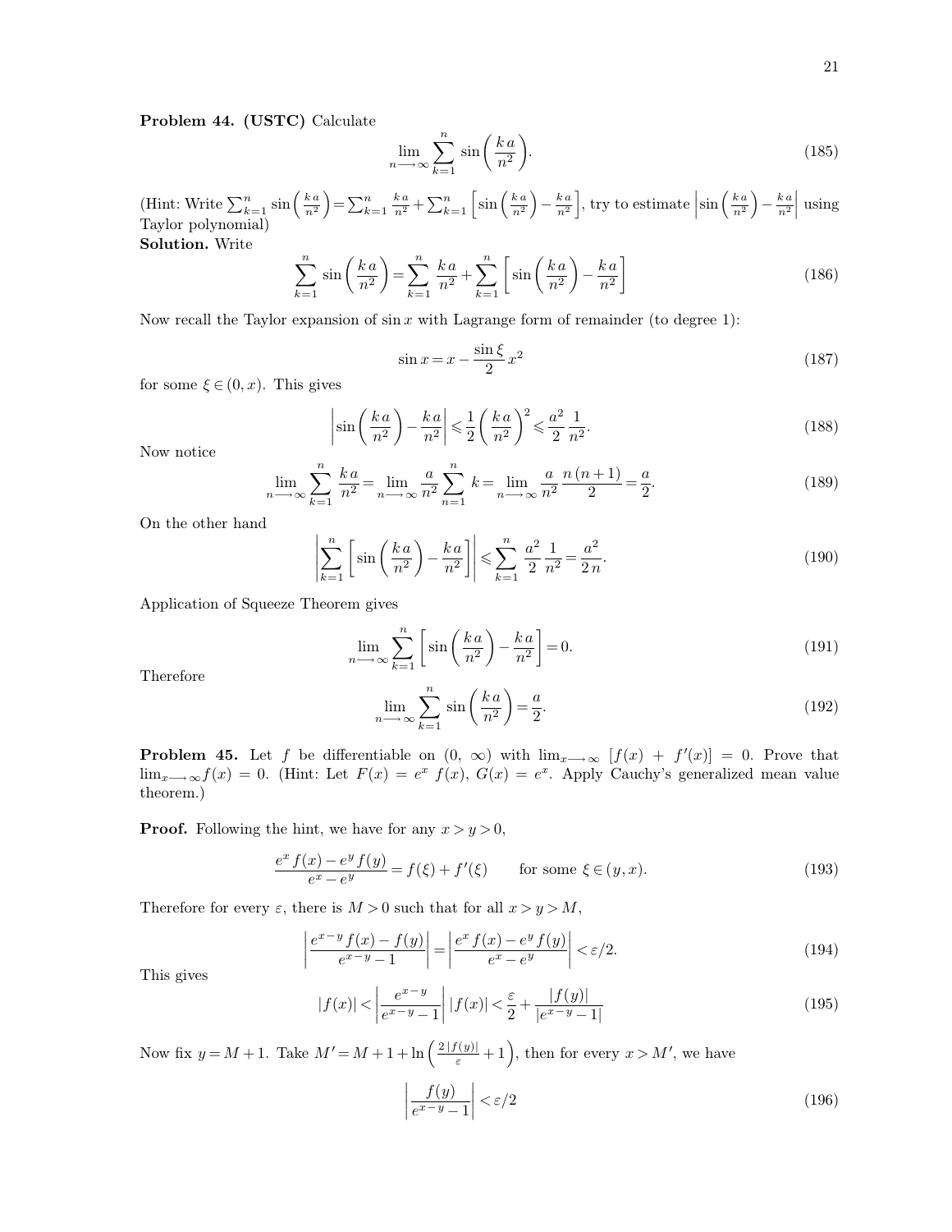**Problem 44. (USTC)** Calculate

$$\lim_{n \longrightarrow \infty} \sum_{k=1}^{n} \sin\left(\frac{k\,a}{n^2}\right). \tag{185}$$

(Hint: Write $\sum_{k=1}^{n} \sin\left(\frac{k\,a}{n^2}\right) = \sum_{k=1}^{n} \frac{k\,a}{n^2} + \sum_{k=1}^{n} \left[\sin\left(\frac{k\,a}{n^2}\right) - \frac{k\,a}{n^2}\right]$, try to estimate $\left|\sin\left(\frac{k\,a}{n^2}\right) - \frac{k\,a}{n^2}\right|$ using Taylor polynomial)

**Solution.** Write

$$\sum_{k=1}^{n} \sin\left(\frac{k\,a}{n^2}\right) = \sum_{k=1}^{n} \frac{k\,a}{n^2} + \sum_{k=1}^{n} \left[\sin\left(\frac{k\,a}{n^2}\right) - \frac{k\,a}{n^2}\right] \tag{186}$$

Now recall the Taylor expansion of $\sin x$ with Lagrange form of remainder (to degree 1):

$$\sin x = x - \frac{\sin \xi}{2} x^2 \tag{187}$$

for some $\xi \in (0, x)$. This gives

$$\left|\sin\left(\frac{k\,a}{n^2}\right) - \frac{k\,a}{n^2}\right| \leqslant \frac{1}{2}\left(\frac{k\,a}{n^2}\right)^2 \leqslant \frac{a^2}{2}\,\frac{1}{n^2}. \tag{188}$$

Now notice

$$\lim_{n \longrightarrow \infty} \sum_{k=1}^{n} \frac{k\,a}{n^2} = \lim_{n \longrightarrow \infty} \frac{a}{n^2} \sum_{n=1}^{n} k = \lim_{n \longrightarrow \infty} \frac{a}{n^2}\,\frac{n\,(n+1)}{2} = \frac{a}{2}. \tag{189}$$

On the other hand

$$\left|\sum_{k=1}^{n} \left[\sin\left(\frac{k\,a}{n^2}\right) - \frac{k\,a}{n^2}\right]\right| \leqslant \sum_{k=1}^{n} \frac{a^2}{2}\,\frac{1}{n^2} = \frac{a^2}{2\,n}. \tag{190}$$

Application of Squeeze Theorem gives

$$\lim_{n \longrightarrow \infty} \sum_{k=1}^{n} \left[\sin\left(\frac{k\,a}{n^2}\right) - \frac{k\,a}{n^2}\right] = 0. \tag{191}$$

Therefore

$$\lim_{n \longrightarrow \infty} \sum_{k=1}^{n} \sin\left(\frac{k\,a}{n^2}\right) = \frac{a}{2}. \tag{192}$$

**Problem 45.** Let $f$ be differentiable on $(0, \infty)$ with $\lim_{x \longrightarrow \infty} [f(x) + f'(x)] = 0$. Prove that $\lim_{x \longrightarrow \infty} f(x) = 0$. (Hint: Let $F(x) = e^x f(x)$, $G(x) = e^x$. Apply Cauchy's generalized mean value theorem.)

**Proof.** Following the hint, we have for any $x > y > 0$,

$$\frac{e^x f(x) - e^y f(y)}{e^x - e^y} = f(\xi) + f'(\xi) \qquad \text{for some } \xi \in (y, x). \tag{193}$$

Therefore for every $\varepsilon$, there is $M > 0$ such that for all $x > y > M$,

$$\left|\frac{e^{x-y} f(x) - f(y)}{e^{x-y} - 1}\right| = \left|\frac{e^x f(x) - e^y f(y)}{e^x - e^y}\right| < \varepsilon/2. \tag{194}$$

This gives

$$|f(x)| < \left|\frac{e^{x-y}}{e^{x-y} - 1}\right| |f(x)| < \frac{\varepsilon}{2} + \frac{|f(y)|}{|e^{x-y} - 1|} \tag{195}$$

Now fix $y = M + 1$. Take $M' = M + 1 + \ln\left(\frac{2\,|f(y)|}{\varepsilon} + 1\right)$, then for every $x > M'$, we have

$$\left|\frac{f(y)}{e^{x-y} - 1}\right| < \varepsilon/2 \tag{196}$$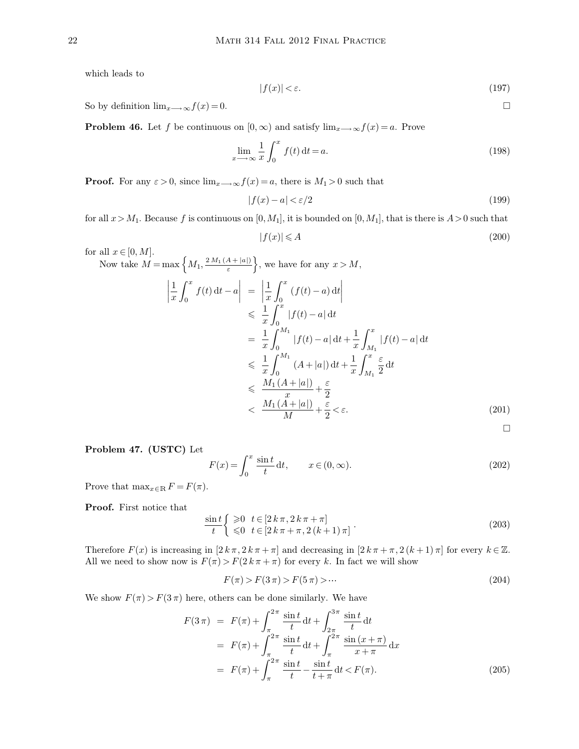which leads to

$$|f(x)| < \varepsilon. \tag{197}$$

So by definition $\lim_{x \longrightarrow \infty} f(x) = 0$. □

**Problem 46.** Let $f$ be continuous on $[0, \infty)$ and satisfy $\lim_{x \longrightarrow \infty} f(x) = a$. Prove

$$\lim_{x \longrightarrow \infty} \frac{1}{x} \int_0^x f(t) \, \mathrm{d}t = a. \tag{198}$$

**Proof.** For any $\varepsilon > 0$, since $\lim_{x \longrightarrow \infty} f(x) = a$, there is $M_1 > 0$ such that

$$|f(x) - a| < \varepsilon/2 \tag{199}$$

for all $x > M_1$. Because $f$ is continuous on $[0, M_1]$, it is bounded on $[0, M_1]$, that is there is $A > 0$ such that

$$|f(x)| \leqslant A \tag{200}$$

for all $x \in [0, M]$.

Now take $M = \max\left\{M_1, \frac{2 M_1 (A + |a|)}{\varepsilon}\right\}$, we have for any $x > M$,

$$\begin{aligned}
\left| \frac{1}{x} \int_0^x f(t) \, \mathrm{d}t - a \right| &= \left| \frac{1}{x} \int_0^x (f(t) - a) \, \mathrm{d}t \right| \\
&\leqslant \frac{1}{x} \int_0^x |f(t) - a| \, \mathrm{d}t \\
&= \frac{1}{x} \int_0^{M_1} |f(t) - a| \, \mathrm{d}t + \frac{1}{x} \int_{M_1}^x |f(t) - a| \, \mathrm{d}t \\
&\leqslant \frac{1}{x} \int_0^{M_1} (A + |a|) \, \mathrm{d}t + \frac{1}{x} \int_{M_1}^x \frac{\varepsilon}{2} \, \mathrm{d}t \\
&\leqslant \frac{M_1 (A + |a|)}{x} + \frac{\varepsilon}{2} \\
&< \frac{M_1 (A + |a|)}{M} + \frac{\varepsilon}{2} < \varepsilon.
\end{aligned} \tag{201}$$

□

**Problem 47. (USTC)** Let

$$F(x) = \int_0^x \frac{\sin t}{t} \, \mathrm{d}t, \qquad x \in (0, \infty). \tag{202}$$

Prove that $\max_{x \in \mathbb{R}} F = F(\pi)$.

**Proof.** First notice that

$$\frac{\sin t}{t} \begin{cases} \geqslant 0 & t \in [2 k \pi, 2 k \pi + \pi] \\ \leqslant 0 & t \in [2 k \pi + \pi, 2 (k+1) \pi] \end{cases}. \tag{203}$$

Therefore $F(x)$ is increasing in $[2 k \pi, 2 k \pi + \pi]$ and decreasing in $[2 k \pi + \pi, 2 (k+1) \pi]$ for every $k \in \mathbb{Z}$. All we need to show now is $F(\pi) > F(2 k \pi + \pi)$ for every $k$. In fact we will show

$$F(\pi) > F(3 \pi) > F(5 \pi) > \cdots \tag{204}$$

We show $F(\pi) > F(3 \pi)$ here, others can be done similarly. We have

$$\begin{aligned}
F(3 \pi) &= F(\pi) + \int_\pi^{2\pi} \frac{\sin t}{t} \, \mathrm{d}t + \int_{2\pi}^{3\pi} \frac{\sin t}{t} \, \mathrm{d}t \\
&= F(\pi) + \int_\pi^{2\pi} \frac{\sin t}{t} \, \mathrm{d}t + \int_\pi^{2\pi} \frac{\sin (x + \pi)}{x + \pi} \, \mathrm{d}x \\
&= F(\pi) + \int_\pi^{2\pi} \frac{\sin t}{t} - \frac{\sin t}{t + \pi} \, \mathrm{d}t < F(\pi).
\end{aligned} \tag{205}$$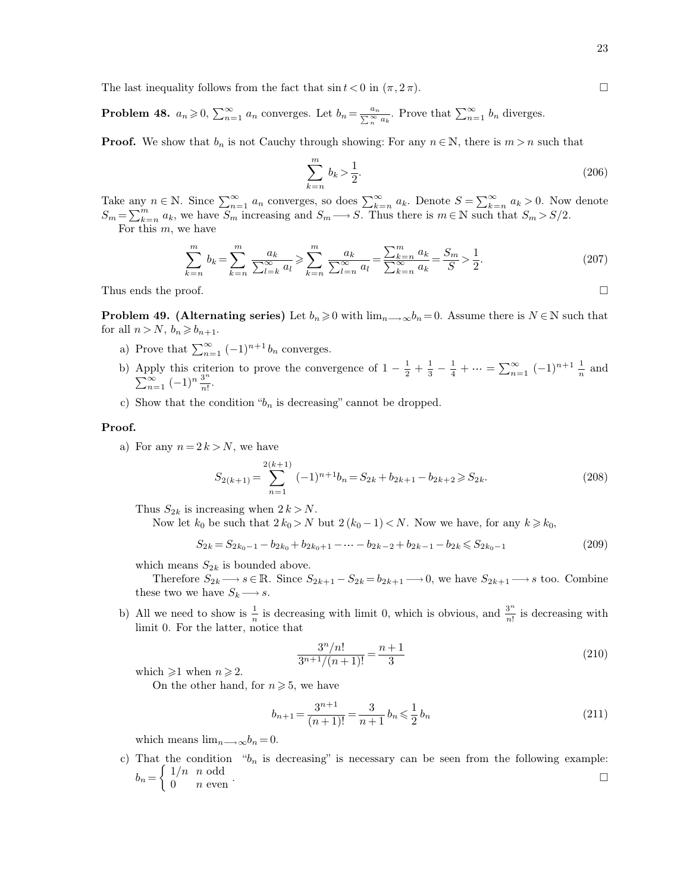The last inequality follows from the fact that $\sin t < 0$ in $(\pi, 2\pi)$. □

**Problem 48.** $a_n \geqslant 0$, $\sum_{n=1}^{\infty} a_n$ converges. Let $b_n = \frac{a_n}{\sum_n^{\infty} a_k}$. Prove that $\sum_{n=1}^{\infty} b_n$ diverges.

**Proof.** We show that $b_n$ is not Cauchy through showing: For any $n \in \mathbb{N}$, there is $m > n$ such that

$$\sum_{k=n}^{m} b_k > \frac{1}{2}. \tag{206}$$

Take any $n \in \mathbb{N}$. Since $\sum_{n=1}^{\infty} a_n$ converges, so does $\sum_{k=n}^{\infty} a_k$. Denote $S = \sum_{k=n}^{\infty} a_k > 0$. Now denote $S_m = \sum_{k=n}^{m} a_k$, we have $S_m$ increasing and $S_m \longrightarrow S$. Thus there is $m \in \mathbb{N}$ such that $S_m > S/2$.

For this $m$, we have

$$\sum_{k=n}^{m} b_k = \sum_{k=n}^{m} \frac{a_k}{\sum_{l=k}^{\infty} a_l} \geqslant \sum_{k=n}^{m} \frac{a_k}{\sum_{l=n}^{\infty} a_l} = \frac{\sum_{k=n}^{m} a_k}{\sum_{k=n}^{\infty} a_k} = \frac{S_m}{S} > \frac{1}{2}. \tag{207}$$

Thus ends the proof. □

**Problem 49. (Alternating series)** Let $b_n \geqslant 0$ with $\lim_{n \longrightarrow \infty} b_n = 0$. Assume there is $N \in \mathbb{N}$ such that for all $n > N$, $b_n \geqslant b_{n+1}$.

a) Prove that $\sum_{n=1}^{\infty} (-1)^{n+1} b_n$ converges.

b) Apply this criterion to prove the convergence of $1 - \frac{1}{2} + \frac{1}{3} - \frac{1}{4} + \cdots = \sum_{n=1}^{\infty} (-1)^{n+1} \frac{1}{n}$ and $\sum_{n=1}^{\infty} (-1)^n \frac{3^n}{n!}$.

c) Show that the condition "$b_n$ is decreasing" cannot be dropped.

**Proof.**

a) For any $n = 2k > N$, we have

$$S_{2(k+1)} = \sum_{n=1}^{2(k+1)} (-1)^{n+1} b_n = S_{2k} + b_{2k+1} - b_{2k+2} \geqslant S_{2k}. \tag{208}$$

Thus $S_{2k}$ is increasing when $2k > N$.

Now let $k_0$ be such that $2k_0 > N$ but $2(k_0 - 1) < N$. Now we have, for any $k \geqslant k_0$,

$$S_{2k} = S_{2k_0 - 1} - b_{2k_0} + b_{2k_0+1} - \cdots - b_{2k-2} + b_{2k-1} - b_{2k} \leqslant S_{2k_0 - 1} \tag{209}$$

which means $S_{2k}$ is bounded above.

Therefore $S_{2k} \longrightarrow s \in \mathbb{R}$. Since $S_{2k+1} - S_{2k} = b_{2k+1} \longrightarrow 0$, we have $S_{2k+1} \longrightarrow s$ too. Combine these two we have $S_k \longrightarrow s$.

b) All we need to show is $\frac{1}{n}$ is decreasing with limit 0, which is obvious, and $\frac{3^n}{n!}$ is decreasing with limit 0. For the latter, notice that

$$\frac{3^n / n!}{3^{n+1} / (n+1)!} = \frac{n+1}{3} \tag{210}$$

which $\geqslant 1$ when $n \geqslant 2$.

On the other hand, for $n \geqslant 5$, we have

$$b_{n+1} = \frac{3^{n+1}}{(n+1)!} = \frac{3}{n+1} b_n \leqslant \frac{1}{2} b_n \tag{211}$$

which means $\lim_{n \longrightarrow \infty} b_n = 0$.

c) That the condition "$b_n$ is decreasing" is necessary can be seen from the following example: $b_n = \begin{cases} 1/n & n \text{ odd} \\ 0 & n \text{ even} \end{cases}$. □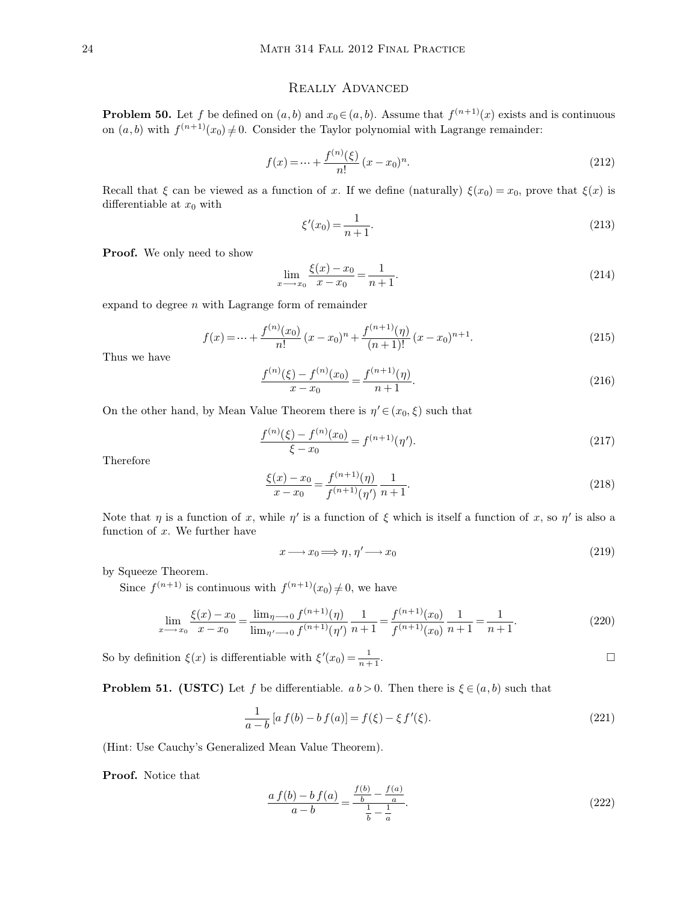## Really Advanced

**Problem 50.** Let $f$ be defined on $(a,b)$ and $x_0 \in (a,b)$. Assume that $f^{(n+1)}(x)$ exists and is continuous on $(a,b)$ with $f^{(n+1)}(x_0) \neq 0$. Consider the Taylor polynomial with Lagrange remainder:

$$f(x) = \cdots + \frac{f^{(n)}(\xi)}{n!}(x - x_0)^n. \tag{212}$$

Recall that $\xi$ can be viewed as a function of $x$. If we define (naturally) $\xi(x_0) = x_0$, prove that $\xi(x)$ is differentiable at $x_0$ with

$$\xi'(x_0) = \frac{1}{n+1}. \tag{213}$$

**Proof.** We only need to show

$$\lim_{x \longrightarrow x_0} \frac{\xi(x) - x_0}{x - x_0} = \frac{1}{n+1}. \tag{214}$$

expand to degree $n$ with Lagrange form of remainder

$$f(x) = \cdots + \frac{f^{(n)}(x_0)}{n!}(x - x_0)^n + \frac{f^{(n+1)}(\eta)}{(n+1)!}(x - x_0)^{n+1}. \tag{215}$$

Thus we have

$$\frac{f^{(n)}(\xi) - f^{(n)}(x_0)}{x - x_0} = \frac{f^{(n+1)}(\eta)}{n+1}. \tag{216}$$

On the other hand, by Mean Value Theorem there is $\eta' \in (x_0, \xi)$ such that

$$\frac{f^{(n)}(\xi) - f^{(n)}(x_0)}{\xi - x_0} = f^{(n+1)}(\eta'). \tag{217}$$

Therefore

$$\frac{\xi(x) - x_0}{x - x_0} = \frac{f^{(n+1)}(\eta)}{f^{(n+1)}(\eta')} \frac{1}{n+1}. \tag{218}$$

Note that $\eta$ is a function of $x$, while $\eta'$ is a function of $\xi$ which is itself a function of $x$, so $\eta'$ is also a function of $x$. We further have

$$x \longrightarrow x_0 \Longrightarrow \eta, \eta' \longrightarrow x_0 \tag{219}$$

by Squeeze Theorem.

Since $f^{(n+1)}$ is continuous with $f^{(n+1)}(x_0) \neq 0$, we have

$$\lim_{x \longrightarrow x_0} \frac{\xi(x) - x_0}{x - x_0} = \frac{\lim_{\eta \longrightarrow 0} f^{(n+1)}(\eta)}{\lim_{\eta' \longrightarrow 0} f^{(n+1)}(\eta')} \frac{1}{n+1} = \frac{f^{(n+1)}(x_0)}{f^{(n+1)}(x_0)} \frac{1}{n+1} = \frac{1}{n+1}. \tag{220}$$

So by definition $\xi(x)$ is differentiable with $\xi'(x_0) = \frac{1}{n+1}$. $\square$

**Problem 51. (USTC)** Let $f$ be differentiable. $a\,b > 0$. Then there is $\xi \in (a,b)$ such that

$$\frac{1}{a-b}[a\,f(b) - b\,f(a)] = f(\xi) - \xi\,f'(\xi). \tag{221}$$

(Hint: Use Cauchy's Generalized Mean Value Theorem).

**Proof.** Notice that

$$\frac{a\,f(b) - b\,f(a)}{a - b} = \frac{\frac{f(b)}{b} - \frac{f(a)}{a}}{\frac{1}{b} - \frac{1}{a}}. \tag{222}$$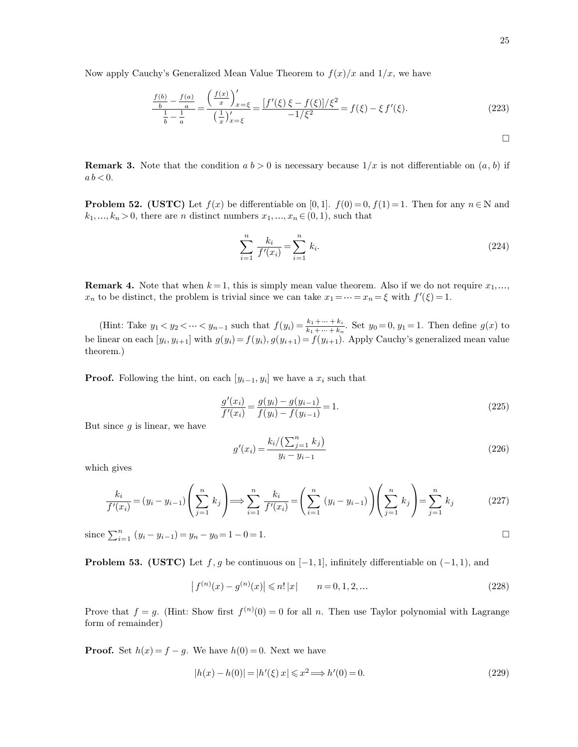Now apply Cauchy's Generalized Mean Value Theorem to $f(x)/x$ and $1/x$, we have

$$\frac{\frac{f(b)}{b}-\frac{f(a)}{a}}{\frac{1}{b}-\frac{1}{a}}=\frac{\left(\frac{f(x)}{x}\right)'_{x=\xi}}{\left(\frac{1}{x}\right)'_{x=\xi}}=\frac{[f'(\xi)\,\xi-f(\xi)]/\xi^2}{-1/\xi^2}=f(\xi)-\xi\,f'(\xi). \tag{223}$$

$\square$

**Remark 3.** Note that the condition $a\,b>0$ is necessary because $1/x$ is not differentiable on $(a,b)$ if $a\,b<0$.

**Problem 52. (USTC)** Let $f(x)$ be differentiable on $[0,1]$. $f(0)=0$, $f(1)=1$. Then for any $n\in\mathbb{N}$ and $k_1,\dots,k_n>0$, there are $n$ distinct numbers $x_1,\dots,x_n\in(0,1)$, such that

$$\sum_{i=1}^{n}\frac{k_i}{f'(x_i)}=\sum_{i=1}^{n}k_i. \tag{224}$$

**Remark 4.** Note that when $k=1$, this is simply mean value theorem. Also if we do not require $x_1,\dots,x_n$ to be distinct, the problem is trivial since we can take $x_1=\cdots=x_n=\xi$ with $f'(\xi)=1$.

(Hint: Take $y_1<y_2<\cdots<y_{n-1}$ such that $f(y_i)=\frac{k_1+\cdots+k_i}{k_1+\cdots+k_n}$. Set $y_0=0, y_1=1$. Then define $g(x)$ to be linear on each $[y_i,y_{i+1}]$ with $g(y_i)=f(y_i), g(y_{i+1})=f(y_{i+1})$. Apply Cauchy's generalized mean value theorem.)

**Proof.** Following the hint, on each $[y_{i-1},y_i]$ we have a $x_i$ such that

$$\frac{g'(x_i)}{f'(x_i)}=\frac{g(y_i)-g(y_{i-1})}{f(y_i)-f(y_{i-1})}=1. \tag{225}$$

But since $g$ is linear, we have

$$g'(x_i)=\frac{k_i/\left(\sum_{j=1}^{n}k_j\right)}{y_i-y_{i-1}} \tag{226}$$

which gives

$$\frac{k_i}{f'(x_i)}=(y_i-y_{i-1})\left(\sum_{j=1}^{n}k_j\right)\Longrightarrow\sum_{i=1}^{n}\frac{k_i}{f'(x_i)}=\left(\sum_{i=1}^{n}(y_i-y_{i-1})\right)\left(\sum_{j=1}^{n}k_j\right)=\sum_{j=1}^{n}k_j \tag{227}$$

since $\sum_{i=1}^{n}(y_i-y_{i-1})=y_n-y_0=1-0=1$. $\square$

**Problem 53. (USTC)** Let $f,g$ be continuous on $[-1,1]$, infinitely differentiable on $(-1,1)$, and

$$\left|f^{(n)}(x)-g^{(n)}(x)\right|\leqslant n!\,|x| \qquad n=0,1,2,\dots \tag{228}$$

Prove that $f=g$. (Hint: Show first $f^{(n)}(0)=0$ for all $n$. Then use Taylor polynomial with Lagrange form of remainder)

**Proof.** Set $h(x)=f-g$. We have $h(0)=0$. Next we have

$$|h(x)-h(0)|=|h'(\xi)\,x|\leqslant x^2\Longrightarrow h'(0)=0. \tag{229}$$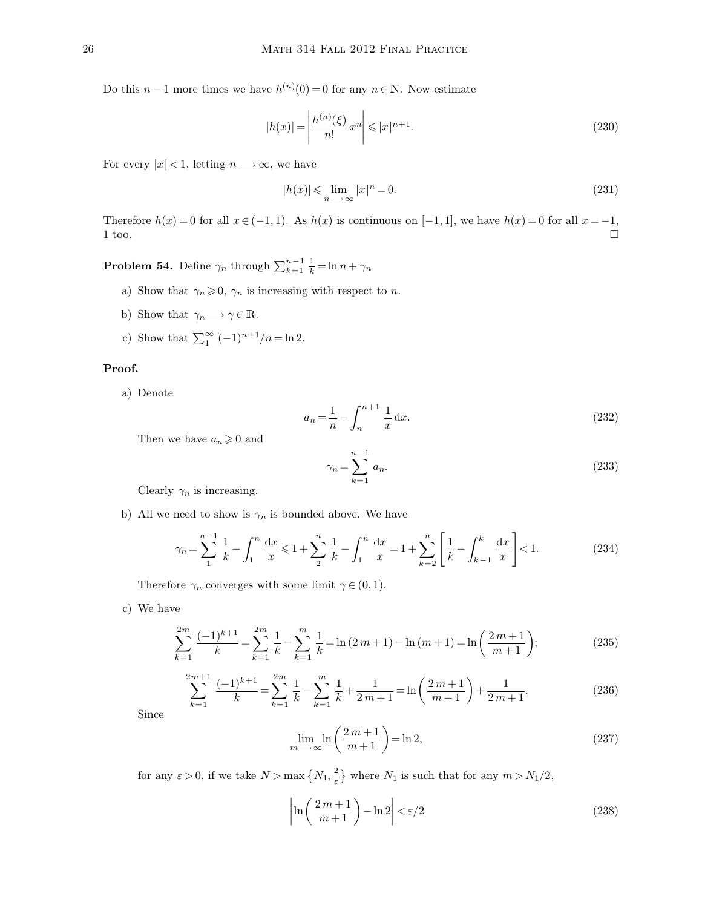Do this $n-1$ more times we have $h^{(n)}(0)=0$ for any $n\in\mathbb{N}$. Now estimate

$$|h(x)| = \left|\frac{h^{(n)}(\xi)}{n!}x^n\right| \leqslant |x|^{n+1}. \tag{230}$$

For every $|x|<1$, letting $n\longrightarrow\infty$, we have

$$|h(x)| \leqslant \lim_{n\longrightarrow\infty}|x|^n = 0. \tag{231}$$

Therefore $h(x)=0$ for all $x\in(-1,1)$. As $h(x)$ is continuous on $[-1,1]$, we have $h(x)=0$ for all $x=-1$, 1 too. □

**Problem 54.** Define $\gamma_n$ through $\sum_{k=1}^{n-1}\frac{1}{k} = \ln n + \gamma_n$

a) Show that $\gamma_n \geqslant 0$, $\gamma_n$ is increasing with respect to $n$.

b) Show that $\gamma_n \longrightarrow \gamma \in \mathbb{R}$.

c) Show that $\sum_1^\infty (-1)^{n+1}/n = \ln 2$.

**Proof.**

a) Denote

$$a_n = \frac{1}{n} - \int_n^{n+1}\frac{1}{x}\,\mathrm{d}x. \tag{232}$$

Then we have $a_n \geqslant 0$ and

$$\gamma_n = \sum_{k=1}^{n-1} a_n. \tag{233}$$

Clearly $\gamma_n$ is increasing.

b) All we need to show is $\gamma_n$ is bounded above. We have

$$\gamma_n = \sum_1^{n-1}\frac{1}{k} - \int_1^n\frac{\mathrm{d}x}{x} \leqslant 1 + \sum_2^n\frac{1}{k} - \int_1^n\frac{\mathrm{d}x}{x} = 1 + \sum_{k=2}^n\left[\frac{1}{k} - \int_{k-1}^k\frac{\mathrm{d}x}{x}\right] < 1. \tag{234}$$

Therefore $\gamma_n$ converges with some limit $\gamma\in(0,1)$.

c) We have

$$\sum_{k=1}^{2m}\frac{(-1)^{k+1}}{k} = \sum_{k=1}^{2m}\frac{1}{k} - \sum_{k=1}^{m}\frac{1}{k} = \ln(2m+1) - \ln(m+1) = \ln\left(\frac{2m+1}{m+1}\right); \tag{235}$$

$$\sum_{k=1}^{2m+1}\frac{(-1)^{k+1}}{k} = \sum_{k=1}^{2m}\frac{1}{k} - \sum_{k=1}^{m}\frac{1}{k} + \frac{1}{2m+1} = \ln\left(\frac{2m+1}{m+1}\right) + \frac{1}{2m+1}. \tag{236}$$

Since

$$\lim_{m\longrightarrow\infty}\ln\left(\frac{2m+1}{m+1}\right) = \ln 2, \tag{237}$$

for any $\varepsilon>0$, if we take $N>\max\left\{N_1,\frac{2}{\varepsilon}\right\}$ where $N_1$ is such that for any $m>N_1/2$,

$$\left|\ln\left(\frac{2m+1}{m+1}\right) - \ln 2\right| < \varepsilon/2 \tag{238}$$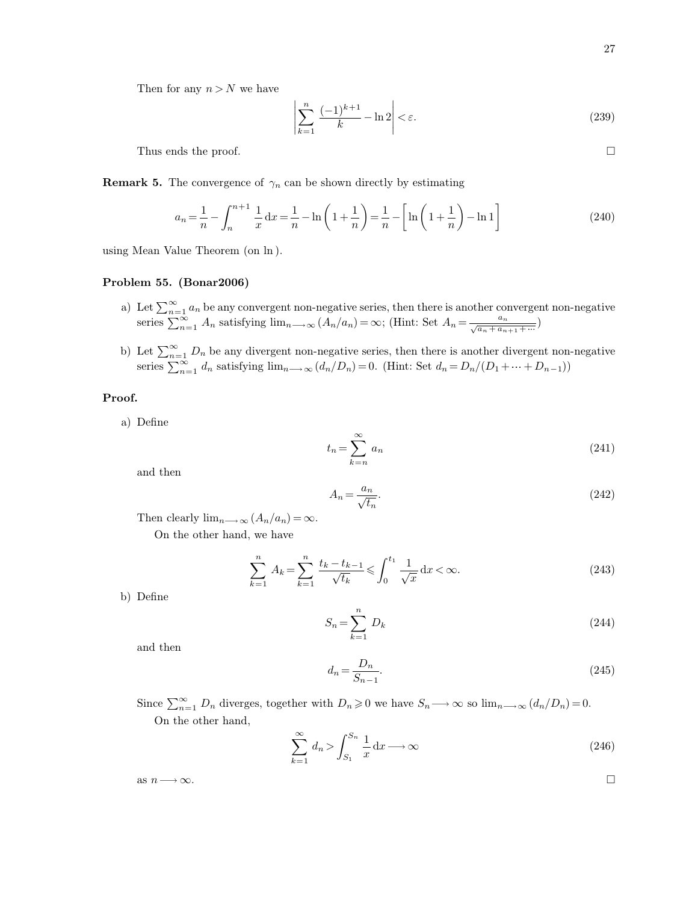Then for any $n > N$ we have

$$\left| \sum_{k=1}^{n} \frac{(-1)^{k+1}}{k} - \ln 2 \right| < \varepsilon. \tag{239}$$

Thus ends the proof. □

**Remark 5.** The convergence of $\gamma_n$ can be shown directly by estimating

$$a_n = \frac{1}{n} - \int_n^{n+1} \frac{1}{x}\, \mathrm{d}x = \frac{1}{n} - \ln\left(1 + \frac{1}{n}\right) = \frac{1}{n} - \left[\ln\left(1 + \frac{1}{n}\right) - \ln 1\right] \tag{240}$$

using Mean Value Theorem (on ln ).

**Problem 55. (Bonar2006)**

a) Let $\sum_{n=1}^{\infty} a_n$ be any convergent non-negative series, then there is another convergent non-negative series $\sum_{n=1}^{\infty} A_n$ satisfying $\lim_{n\longrightarrow\infty} (A_n / a_n) = \infty$; (Hint: Set $A_n = \frac{a_n}{\sqrt{a_n + a_{n+1} + \cdots}}$)

b) Let $\sum_{n=1}^{\infty} D_n$ be any divergent non-negative series, then there is another divergent non-negative series $\sum_{n=1}^{\infty} d_n$ satisfying $\lim_{n\longrightarrow\infty} (d_n / D_n) = 0$. (Hint: Set $d_n = D_n / (D_1 + \cdots + D_{n-1})$)

**Proof.**

a) Define

$$t_n = \sum_{k=n}^{\infty} a_n \tag{241}$$

and then

$$A_n = \frac{a_n}{\sqrt{t_n}}. \tag{242}$$

Then clearly $\lim_{n\longrightarrow\infty} (A_n / a_n) = \infty$.

On the other hand, we have

$$\sum_{k=1}^{n} A_k = \sum_{k=1}^{n} \frac{t_k - t_{k-1}}{\sqrt{t_k}} \leqslant \int_0^{t_1} \frac{1}{\sqrt{x}}\, \mathrm{d}x < \infty. \tag{243}$$

b) Define

$$S_n = \sum_{k=1}^{n} D_k \tag{244}$$

and then

$$d_n = \frac{D_n}{S_{n-1}}. \tag{245}$$

Since $\sum_{n=1}^{\infty} D_n$ diverges, together with $D_n \geqslant 0$ we have $S_n \longrightarrow \infty$ so $\lim_{n\longrightarrow\infty} (d_n / D_n) = 0$.

On the other hand,

$$\sum_{k=1}^{\infty} d_n > \int_{S_1}^{S_n} \frac{1}{x}\, \mathrm{d}x \longrightarrow \infty \tag{246}$$

as $n \longrightarrow \infty$. □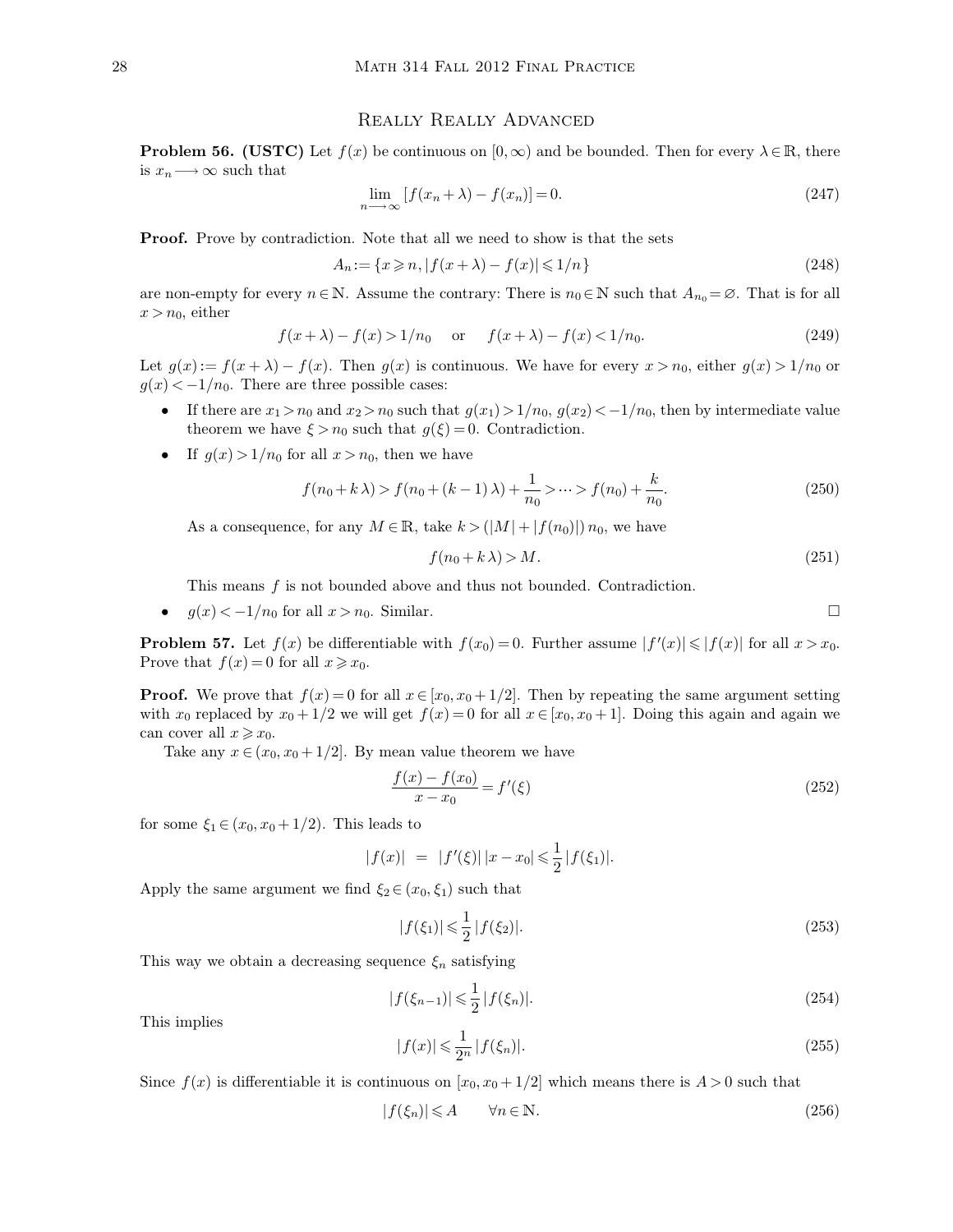## Really Really Advanced

**Problem 56. (USTC)** Let $f(x)$ be continuous on $[0,\infty)$ and be bounded. Then for every $\lambda\in\mathbb{R}$, there is $x_n\longrightarrow\infty$ such that

$$\lim_{n\longrightarrow\infty}[f(x_n+\lambda)-f(x_n)]=0. \tag{247}$$

**Proof.** Prove by contradiction. Note that all we need to show is that the sets

$$A_n:=\{x\geqslant n, |f(x+\lambda)-f(x)|\leqslant 1/n\} \tag{248}$$

are non-empty for every $n\in\mathbb{N}$. Assume the contrary: There is $n_0\in\mathbb{N}$ such that $A_{n_0}=\varnothing$. That is for all $x>n_0$, either

$$f(x+\lambda)-f(x)>1/n_0 \quad \text{ or } \quad f(x+\lambda)-f(x)<1/n_0. \tag{249}$$

Let $g(x):=f(x+\lambda)-f(x)$. Then $g(x)$ is continuous. We have for every $x>n_0$, either $g(x)>1/n_0$ or $g(x)<-1/n_0$. There are three possible cases:

- If there are $x_1>n_0$ and $x_2>n_0$ such that $g(x_1)>1/n_0$, $g(x_2)<-1/n_0$, then by intermediate value theorem we have $\xi>n_0$ such that $g(\xi)=0$. Contradiction.
- If $g(x)>1/n_0$ for all $x>n_0$, then we have

  $$f(n_0+k\,\lambda)>f(n_0+(k-1)\,\lambda)+\frac{1}{n_0}>\cdots>f(n_0)+\frac{k}{n_0}. \tag{250}$$

  As a consequence, for any $M\in\mathbb{R}$, take $k>(|M|+|f(n_0)|)\,n_0$, we have

  $$f(n_0+k\,\lambda)>M. \tag{251}$$

  This means $f$ is not bounded above and thus not bounded. Contradiction.
- $g(x)<-1/n_0$ for all $x>n_0$. Similar. □

**Problem 57.** Let $f(x)$ be differentiable with $f(x_0)=0$. Further assume $|f'(x)|\leqslant|f(x)|$ for all $x>x_0$. Prove that $f(x)=0$ for all $x\geqslant x_0$.

**Proof.** We prove that $f(x)=0$ for all $x\in[x_0,x_0+1/2]$. Then by repeating the same argument setting with $x_0$ replaced by $x_0+1/2$ we will get $f(x)=0$ for all $x\in[x_0,x_0+1]$. Doing this again and again we can cover all $x\geqslant x_0$.

Take any $x\in(x_0,x_0+1/2]$. By mean value theorem we have

$$\frac{f(x)-f(x_0)}{x-x_0}=f'(\xi) \tag{252}$$

for some $\xi_1\in(x_0,x_0+1/2)$. This leads to

$$|f(x)| \;=\; |f'(\xi)|\,|x-x_0|\leqslant\frac{1}{2}\,|f(\xi_1)|.$$

Apply the same argument we find $\xi_2\in(x_0,\xi_1)$ such that

$$|f(\xi_1)|\leqslant\frac{1}{2}\,|f(\xi_2)|. \tag{253}$$

This way we obtain a decreasing sequence $\xi_n$ satisfying

$$|f(\xi_{n-1})|\leqslant\frac{1}{2}\,|f(\xi_n)|. \tag{254}$$

This implies

$$|f(x)|\leqslant\frac{1}{2^n}\,|f(\xi_n)|. \tag{255}$$

Since $f(x)$ is differentiable it is continuous on $[x_0,x_0+1/2]$ which means there is $A>0$ such that

$$|f(\xi_n)|\leqslant A \qquad \forall n\in\mathbb{N}. \tag{256}$$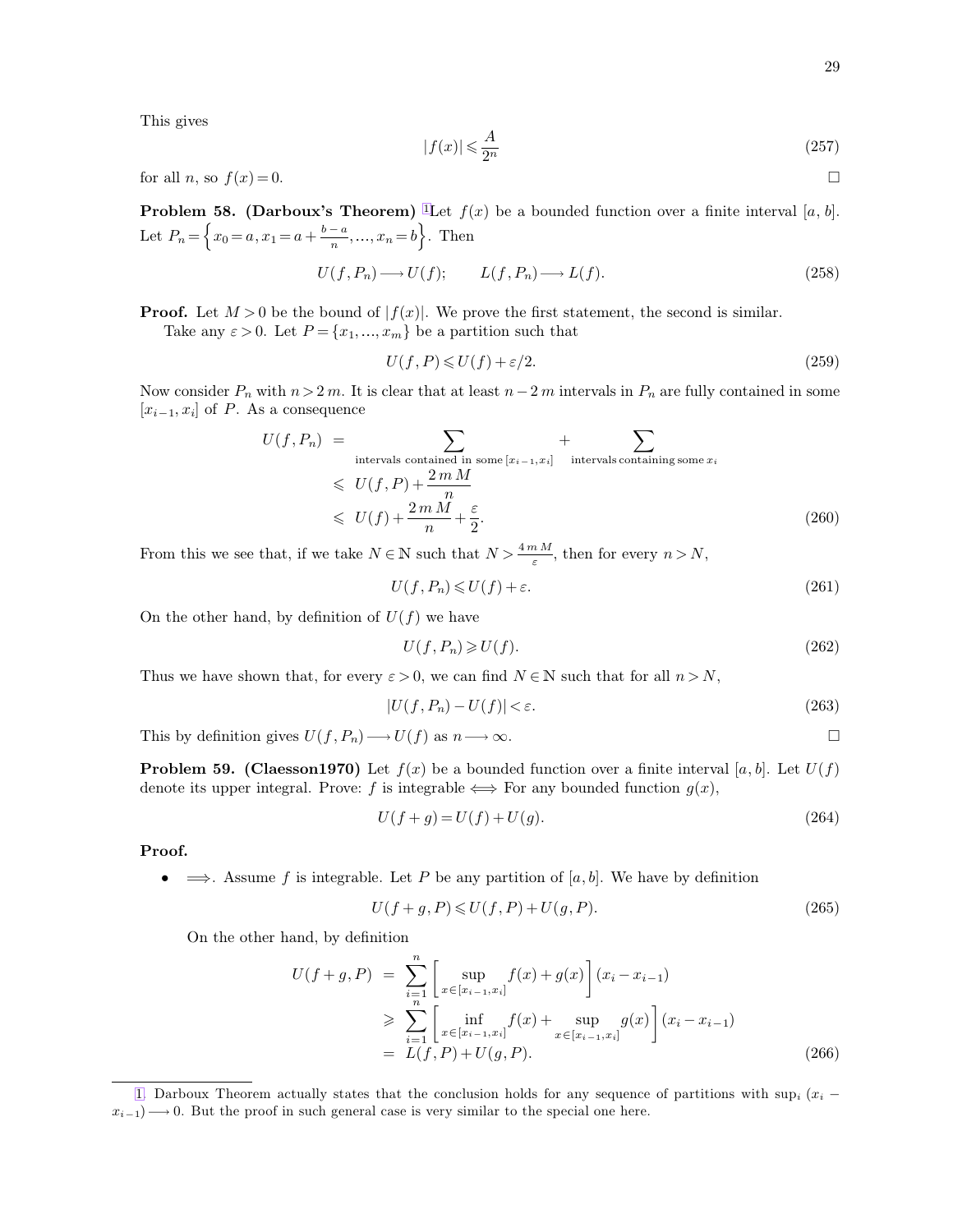This gives

$$|f(x)| \leqslant \frac{A}{2^n} \tag{257}$$

for all $n$, so $f(x) = 0$. □

**Problem 58. (Darboux's Theorem)** [1]Let $f(x)$ be a bounded function over a finite interval $[a, b]$. Let $P_n = \left\{ x_0 = a, x_1 = a + \frac{b-a}{n}, \ldots, x_n = b \right\}$. Then

$$U(f, P_n) \longrightarrow U(f); \qquad L(f, P_n) \longrightarrow L(f). \tag{258}$$

**Proof.** Let $M > 0$ be the bound of $|f(x)|$. We prove the first statement, the second is similar.

Take any $\varepsilon > 0$. Let $P = \{x_1, \ldots, x_m\}$ be a partition such that

$$U(f, P) \leqslant U(f) + \varepsilon/2. \tag{259}$$

Now consider $P_n$ with $n > 2\,m$. It is clear that at least $n - 2\,m$ intervals in $P_n$ are fully contained in some $[x_{i-1}, x_i]$ of $P$. As a consequence

$$\begin{aligned} U(f, P_n) &= \sum_{\text{intervals contained in some } [x_{i-1}, x_i]} + \sum_{\text{intervals containing some } x_i} \\ &\leqslant U(f, P) + \frac{2\,m\,M}{n} \\ &\leqslant U(f) + \frac{2\,m\,M}{n} + \frac{\varepsilon}{2}. \end{aligned} \tag{260}$$

From this we see that, if we take $N \in \mathbb{N}$ such that $N > \frac{4\,m\,M}{\varepsilon}$, then for every $n > N$,

$$U(f, P_n) \leqslant U(f) + \varepsilon. \tag{261}$$

On the other hand, by definition of $U(f)$ we have

$$U(f, P_n) \geqslant U(f). \tag{262}$$

Thus we have shown that, for every $\varepsilon > 0$, we can find $N \in \mathbb{N}$ such that for all $n > N$,

$$|U(f, P_n) - U(f)| < \varepsilon. \tag{263}$$

This by definition gives $U(f, P_n) \longrightarrow U(f)$ as $n \longrightarrow \infty$. □

**Problem 59. (Claesson1970)** Let $f(x)$ be a bounded function over a finite interval $[a, b]$. Let $U(f)$ denote its upper integral. Prove: $f$ is integrable $\Longleftrightarrow$ For any bounded function $g(x)$,

$$U(f + g) = U(f) + U(g). \tag{264}$$

**Proof.**

- $\Longrightarrow$. Assume $f$ is integrable. Let $P$ be any partition of $[a, b]$. We have by definition

$$U(f + g, P) \leqslant U(f, P) + U(g, P). \tag{265}$$

  On the other hand, by definition

$$\begin{aligned} U(f + g, P) &= \sum_{i=1}^{n} \left[ \sup_{x \in [x_{i-1}, x_i]} f(x) + g(x) \right] (x_i - x_{i-1}) \\ &\geqslant \sum_{i=1}^{n} \left[ \inf_{x \in [x_{i-1}, x_i]} f(x) + \sup_{x \in [x_{i-1}, x_i]} g(x) \right] (x_i - x_{i-1}) \\ &= L(f, P) + U(g, P). \end{aligned} \tag{266}$$

[1]. Darboux Theorem actually states that the conclusion holds for any sequence of partitions with $\sup_i (x_i - x_{i-1}) \longrightarrow 0$. But the proof in such general case is very similar to the special one here.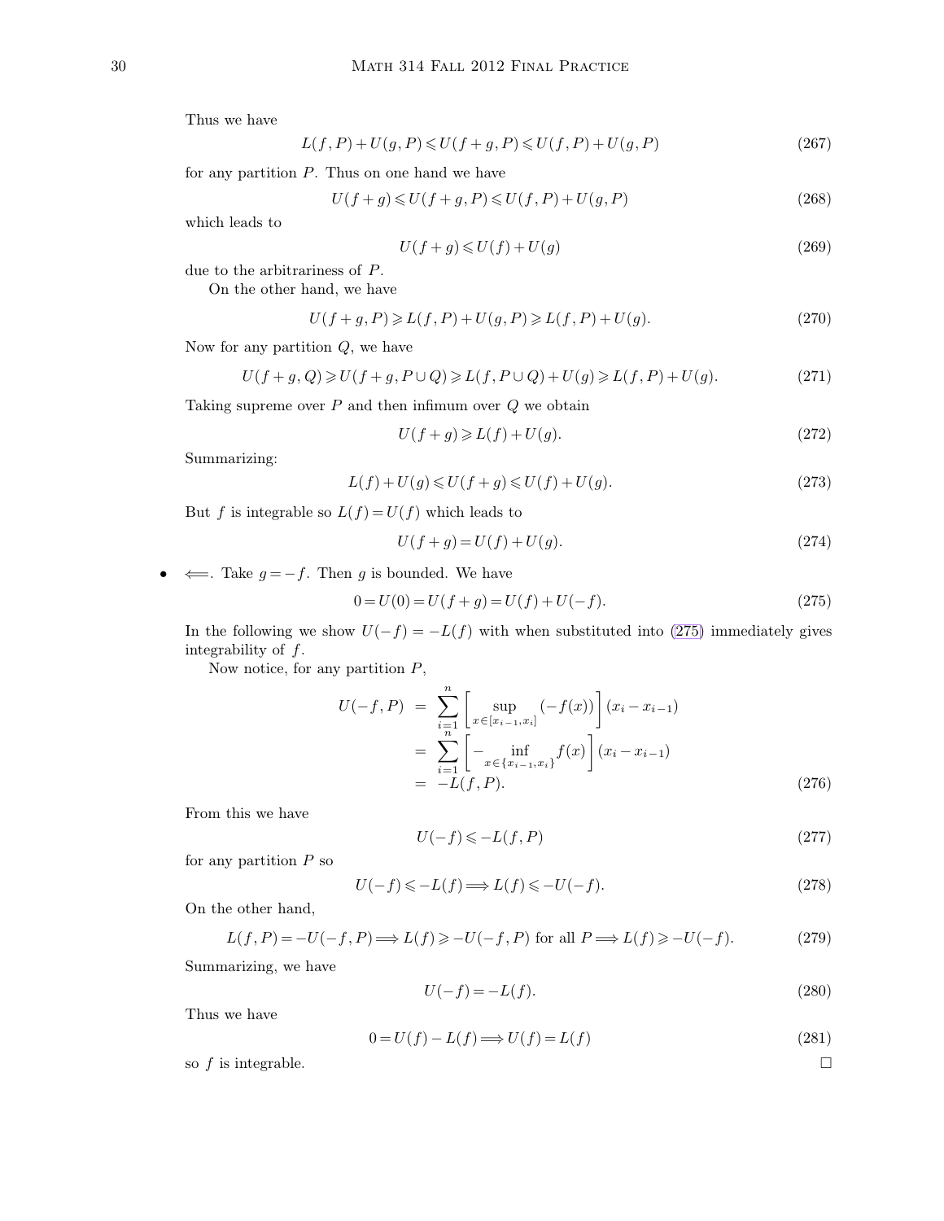Thus we have

$$L(f,P)+U(g,P)\leqslant U(f+g,P)\leqslant U(f,P)+U(g,P) \tag{267}$$

for any partition $P$. Thus on one hand we have

$$U(f+g)\leqslant U(f+g,P)\leqslant U(f,P)+U(g,P) \tag{268}$$

which leads to

$$U(f+g)\leqslant U(f)+U(g) \tag{269}$$

due to the arbitrariness of $P$.

On the other hand, we have

$$U(f+g,P)\geqslant L(f,P)+U(g,P)\geqslant L(f,P)+U(g). \tag{270}$$

Now for any partition $Q$, we have

$$U(f+g,Q)\geqslant U(f+g,P\cup Q)\geqslant L(f,P\cup Q)+U(g)\geqslant L(f,P)+U(g). \tag{271}$$

Taking supreme over $P$ and then infimum over $Q$ we obtain

$$U(f+g)\geqslant L(f)+U(g). \tag{272}$$

Summarizing:

$$L(f)+U(g)\leqslant U(f+g)\leqslant U(f)+U(g). \tag{273}$$

But $f$ is integrable so $L(f)=U(f)$ which leads to

$$U(f+g)=U(f)+U(g). \tag{274}$$

- $\Longleftarrow$. Take $g=-f$. Then $g$ is bounded. We have

$$0=U(0)=U(f+g)=U(f)+U(-f). \tag{275}$$

In the following we show $U(-f)=-L(f)$ with when substituted into (275) immediately gives integrability of $f$.

Now notice, for any partition $P$,

$$\begin{aligned} U(-f,P) &= \sum_{i=1}^{n}\left[\sup_{x\in[x_{i-1},x_i]}(-f(x))\right](x_i-x_{i-1}) \\ &= \sum_{i=1}^{n}\left[-\inf_{x\in\{x_{i-1},x_i\}}f(x)\right](x_i-x_{i-1}) \\ &= -L(f,P). \end{aligned} \tag{276}$$

From this we have

$$U(-f)\leqslant -L(f,P) \tag{277}$$

for any partition $P$ so

$$U(-f)\leqslant -L(f)\Longrightarrow L(f)\leqslant -U(-f). \tag{278}$$

On the other hand,

$$L(f,P)=-U(-f,P)\Longrightarrow L(f)\geqslant -U(-f,P) \text{ for all } P\Longrightarrow L(f)\geqslant -U(-f). \tag{279}$$

Summarizing, we have

$$U(-f)=-L(f). \tag{280}$$

Thus we have

$$0=U(f)-L(f)\Longrightarrow U(f)=L(f) \tag{281}$$

so $f$ is integrable. □